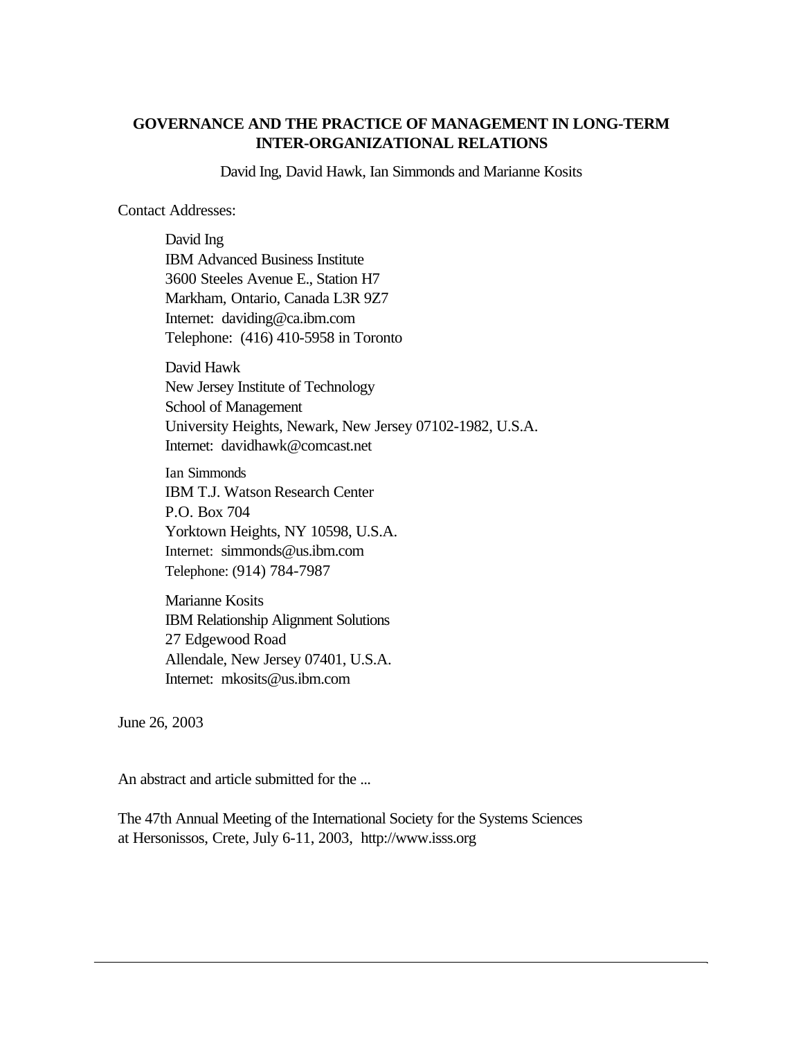# GOVERNANCE AND THE PRACTICE OF MANAGEMENT IN LONG-TERM INTER-ORGANIZATIONAL RELATIONS

David Ing, David Hawk, Ian Simmonds and Marianne Kosits

Contact Addresses:

David Ing
IBM Advanced Business Institute
3600 Steeles Avenue E., Station H7
Markham, Ontario, Canada L3R 9Z7
Internet: daviding@ca.ibm.com
Telephone: (416) 410-5958 in Toronto

David Hawk
New Jersey Institute of Technology
School of Management
University Heights, Newark, New Jersey 07102-1982, U.S.A.
Internet: davidhawk@comcast.net

Ian Simmonds
IBM T.J. Watson Research Center
P.O. Box 704
Yorktown Heights, NY 10598, U.S.A.
Internet: simmonds@us.ibm.com
Telephone: (914) 784-7987

Marianne Kosits
IBM Relationship Alignment Solutions
27 Edgewood Road
Allendale, New Jersey 07401, U.S.A.
Internet: mkosits@us.ibm.com

June 26, 2003

An abstract and article submitted for the ...

The 47th Annual Meeting of the International Society for the Systems Sciences
at Hersonissos, Crete, July 6-11, 2003, http://www.isss.org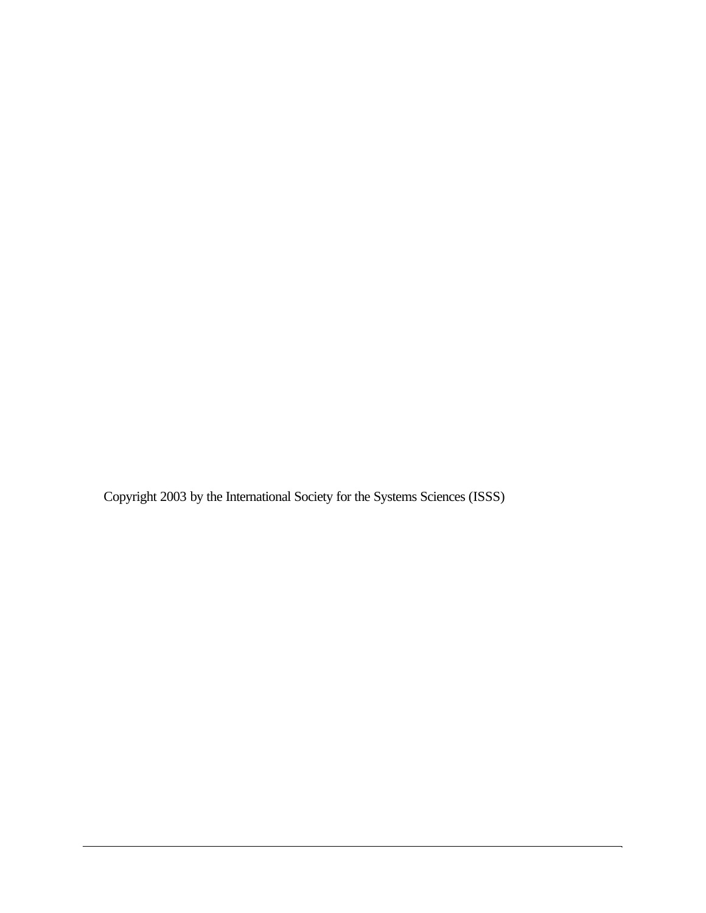Copyright 2003 by the International Society for the Systems Sciences (ISSS)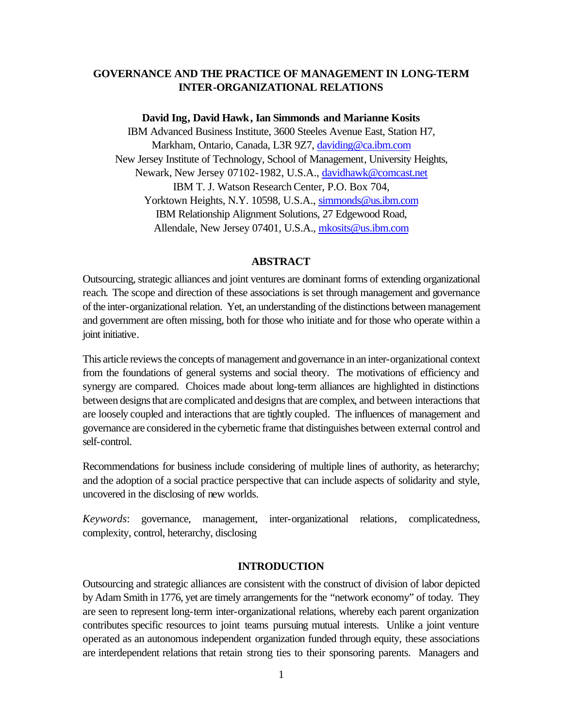# GOVERNANCE AND THE PRACTICE OF MANAGEMENT IN LONG-TERM INTER-ORGANIZATIONAL RELATIONS

**David Ing, David Hawk, Ian Simmonds and Marianne Kosits**

IBM Advanced Business Institute, 3600 Steeles Avenue East, Station H7, Markham, Ontario, Canada, L3R 9Z7, daviding@ca.ibm.com

New Jersey Institute of Technology, School of Management, University Heights, Newark, New Jersey 07102-1982, U.S.A., davidhawk@comcast.net

IBM T. J. Watson Research Center, P.O. Box 704, Yorktown Heights, N.Y. 10598, U.S.A., simmonds@us.ibm.com

IBM Relationship Alignment Solutions, 27 Edgewood Road, Allendale, New Jersey 07401, U.S.A., mkosits@us.ibm.com

## ABSTRACT

Outsourcing, strategic alliances and joint ventures are dominant forms of extending organizational reach. The scope and direction of these associations is set through management and governance of the inter-organizational relation. Yet, an understanding of the distinctions between management and government are often missing, both for those who initiate and for those who operate within a joint initiative.

This article reviews the concepts of management and governance in an inter-organizational context from the foundations of general systems and social theory. The motivations of efficiency and synergy are compared. Choices made about long-term alliances are highlighted in distinctions between designs that are complicated and designs that are complex, and between interactions that are loosely coupled and interactions that are tightly coupled. The influences of management and governance are considered in the cybernetic frame that distinguishes between external control and self-control.

Recommendations for business include considering of multiple lines of authority, as heterarchy; and the adoption of a social practice perspective that can include aspects of solidarity and style, uncovered in the disclosing of new worlds.

*Keywords*: governance, management, inter-organizational relations, complicatedness, complexity, control, heterarchy, disclosing

## INTRODUCTION

Outsourcing and strategic alliances are consistent with the construct of division of labor depicted by Adam Smith in 1776, yet are timely arrangements for the "network economy" of today. They are seen to represent long-term inter-organizational relations, whereby each parent organization contributes specific resources to joint teams pursuing mutual interests. Unlike a joint venture operated as an autonomous independent organization funded through equity, these associations are interdependent relations that retain strong ties to their sponsoring parents. Managers and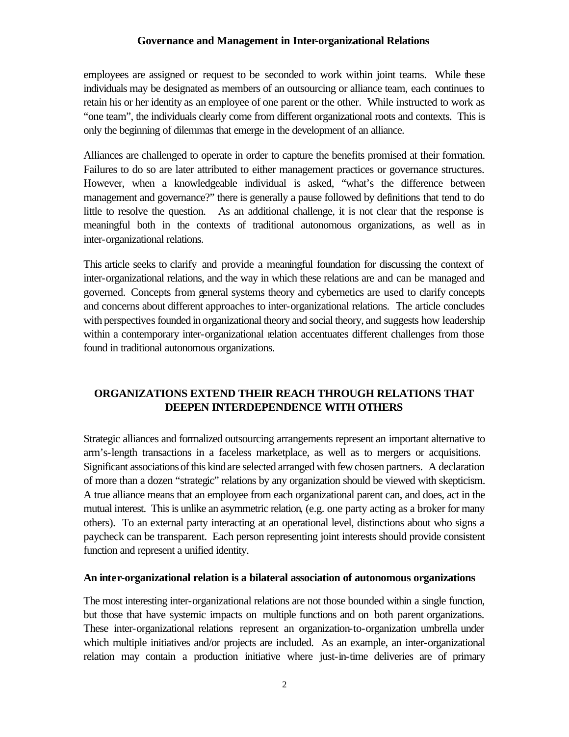employees are assigned or request to be seconded to work within joint teams. While these individuals may be designated as members of an outsourcing or alliance team, each continues to retain his or her identity as an employee of one parent or the other. While instructed to work as "one team", the individuals clearly come from different organizational roots and contexts. This is only the beginning of dilemmas that emerge in the development of an alliance.

Alliances are challenged to operate in order to capture the benefits promised at their formation. Failures to do so are later attributed to either management practices or governance structures. However, when a knowledgeable individual is asked, "what's the difference between management and governance?" there is generally a pause followed by definitions that tend to do little to resolve the question. As an additional challenge, it is not clear that the response is meaningful both in the contexts of traditional autonomous organizations, as well as in inter-organizational relations.

This article seeks to clarify and provide a meaningful foundation for discussing the context of inter-organizational relations, and the way in which these relations are and can be managed and governed. Concepts from general systems theory and cybernetics are used to clarify concepts and concerns about different approaches to inter-organizational relations. The article concludes with perspectives founded in organizational theory and social theory, and suggests how leadership within a contemporary inter-organizational relation accentuates different challenges from those found in traditional autonomous organizations.

## ORGANIZATIONS EXTEND THEIR REACH THROUGH RELATIONS THAT DEEPEN INTERDEPENDENCE WITH OTHERS

Strategic alliances and formalized outsourcing arrangements represent an important alternative to arm's-length transactions in a faceless marketplace, as well as to mergers or acquisitions. Significant associations of this kind are selected arranged with few chosen partners. A declaration of more than a dozen "strategic" relations by any organization should be viewed with skepticism. A true alliance means that an employee from each organizational parent can, and does, act in the mutual interest. This is unlike an asymmetric relation, (e.g. one party acting as a broker for many others). To an external party interacting at an operational level, distinctions about who signs a paycheck can be transparent. Each person representing joint interests should provide consistent function and represent a unified identity.

### An inter-organizational relation is a bilateral association of autonomous organizations

The most interesting inter-organizational relations are not those bounded within a single function, but those that have systemic impacts on multiple functions and on both parent organizations. These inter-organizational relations represent an organization-to-organization umbrella under which multiple initiatives and/or projects are included. As an example, an inter-organizational relation may contain a production initiative where just-in-time deliveries are of primary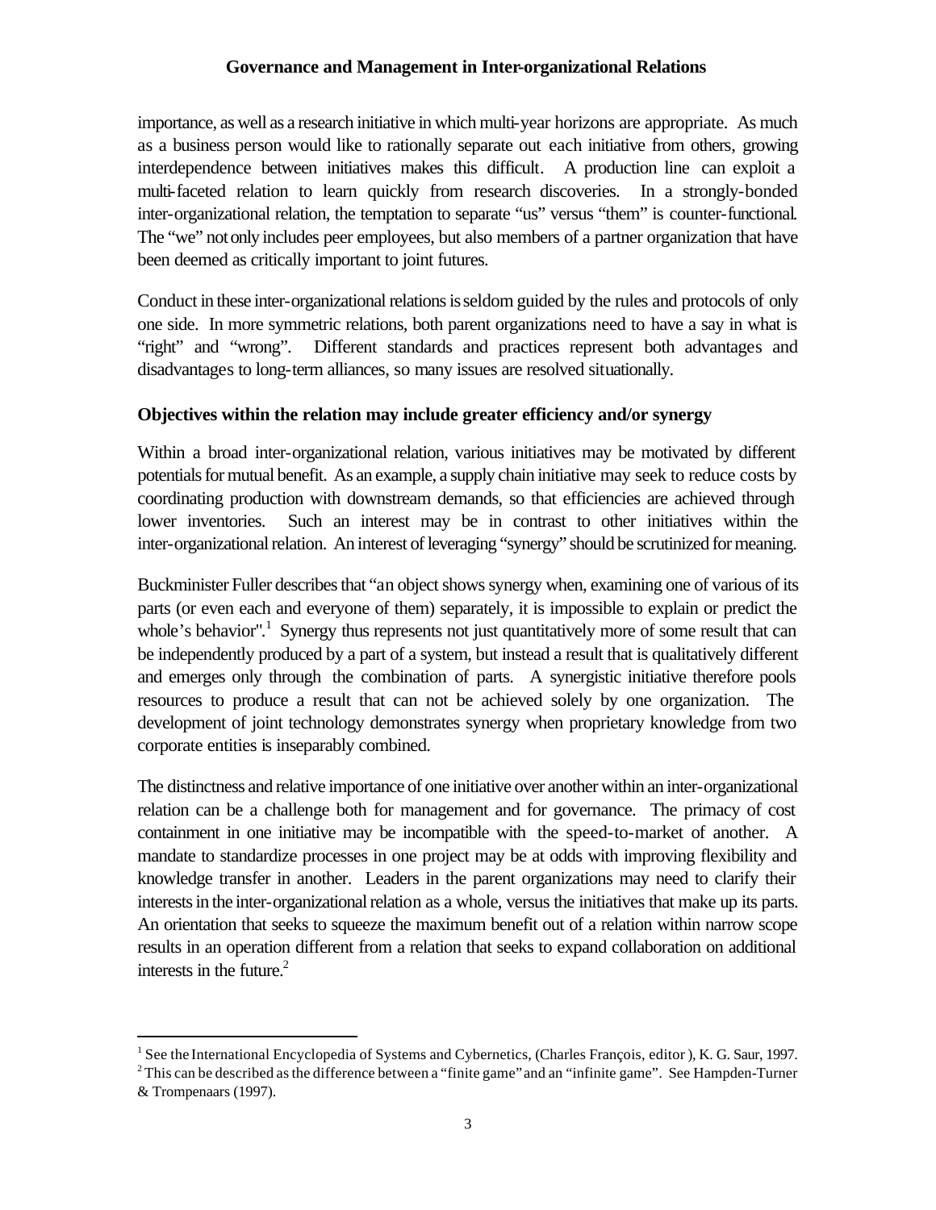importance, as well as a research initiative in which multi-year horizons are appropriate. As much as a business person would like to rationally separate out each initiative from others, growing interdependence between initiatives makes this difficult. A production line can exploit a multi-faceted relation to learn quickly from research discoveries. In a strongly-bonded inter-organizational relation, the temptation to separate "us" versus "them" is counter-functional. The "we" not only includes peer employees, but also members of a partner organization that have been deemed as critically important to joint futures.

Conduct in these inter-organizational relations is seldom guided by the rules and protocols of only one side. In more symmetric relations, both parent organizations need to have a say in what is "right" and "wrong". Different standards and practices represent both advantages and disadvantages to long-term alliances, so many issues are resolved situationally.

**Objectives within the relation may include greater efficiency and/or synergy**

Within a broad inter-organizational relation, various initiatives may be motivated by different potentials for mutual benefit. As an example, a supply chain initiative may seek to reduce costs by coordinating production with downstream demands, so that efficiencies are achieved through lower inventories. Such an interest may be in contrast to other initiatives within the inter-organizational relation. An interest of leveraging "synergy" should be scrutinized for meaning.

Buckminister Fuller describes that "an object shows synergy when, examining one of various of its parts (or even each and everyone of them) separately, it is impossible to explain or predict the whole's behavior".[1] Synergy thus represents not just quantitatively more of some result that can be independently produced by a part of a system, but instead a result that is qualitatively different and emerges only through the combination of parts. A synergistic initiative therefore pools resources to produce a result that can not be achieved solely by one organization. The development of joint technology demonstrates synergy when proprietary knowledge from two corporate entities is inseparably combined.

The distinctness and relative importance of one initiative over another within an inter-organizational relation can be a challenge both for management and for governance. The primacy of cost containment in one initiative may be incompatible with the speed-to-market of another. A mandate to standardize processes in one project may be at odds with improving flexibility and knowledge transfer in another. Leaders in the parent organizations may need to clarify their interests in the inter-organizational relation as a whole, versus the initiatives that make up its parts. An orientation that seeks to squeeze the maximum benefit out of a relation within narrow scope results in an operation different from a relation that seeks to expand collaboration on additional interests in the future.[2]

---

[1] See the International Encyclopedia of Systems and Cybernetics, (Charles François, editor ), K. G. Saur, 1997.

[2] This can be described as the difference between a "finite game" and an "infinite game". See Hampden-Turner & Trompenaars (1997).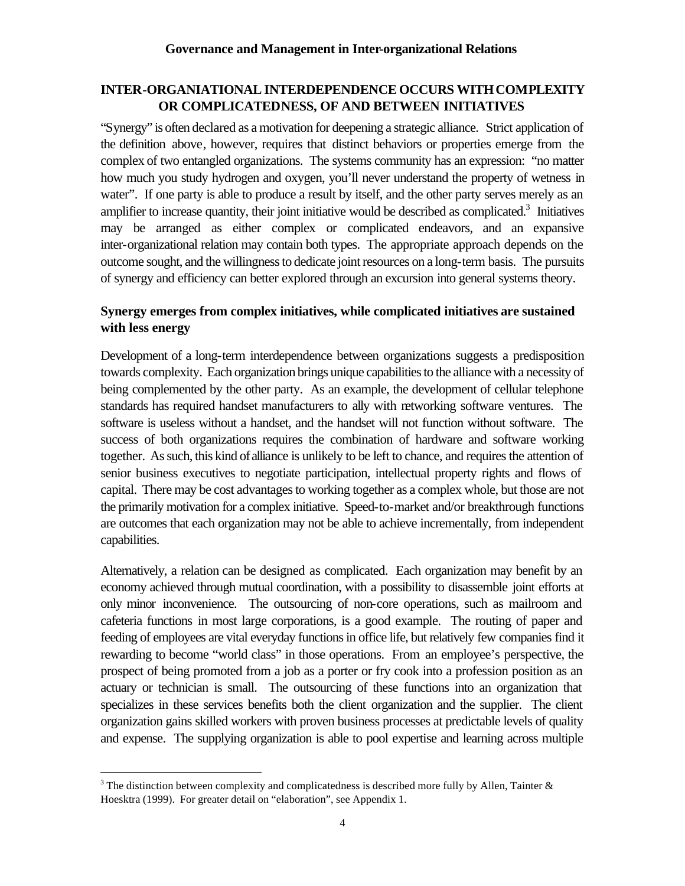## INTER-ORGANIATIONAL INTERDEPENDENCE OCCURS WITH COMPLEXITY OR COMPLICATEDNESS, OF AND BETWEEN INITIATIVES

"Synergy" is often declared as a motivation for deepening a strategic alliance. Strict application of the definition above, however, requires that distinct behaviors or properties emerge from the complex of two entangled organizations. The systems community has an expression: "no matter how much you study hydrogen and oxygen, you'll never understand the property of wetness in water". If one party is able to produce a result by itself, and the other party serves merely as an amplifier to increase quantity, their joint initiative would be described as complicated.[3] Initiatives may be arranged as either complex or complicated endeavors, and an expansive inter-organizational relation may contain both types. The appropriate approach depends on the outcome sought, and the willingness to dedicate joint resources on a long-term basis. The pursuits of synergy and efficiency can better explored through an excursion into general systems theory.

### Synergy emerges from complex initiatives, while complicated initiatives are sustained with less energy

Development of a long-term interdependence between organizations suggests a predisposition towards complexity. Each organization brings unique capabilities to the alliance with a necessity of being complemented by the other party. As an example, the development of cellular telephone standards has required handset manufacturers to ally with networking software ventures. The software is useless without a handset, and the handset will not function without software. The success of both organizations requires the combination of hardware and software working together. As such, this kind of alliance is unlikely to be left to chance, and requires the attention of senior business executives to negotiate participation, intellectual property rights and flows of capital. There may be cost advantages to working together as a complex whole, but those are not the primarily motivation for a complex initiative. Speed-to-market and/or breakthrough functions are outcomes that each organization may not be able to achieve incrementally, from independent capabilities.

Alternatively, a relation can be designed as complicated. Each organization may benefit by an economy achieved through mutual coordination, with a possibility to disassemble joint efforts at only minor inconvenience. The outsourcing of non-core operations, such as mailroom and cafeteria functions in most large corporations, is a good example. The routing of paper and feeding of employees are vital everyday functions in office life, but relatively few companies find it rewarding to become "world class" in those operations. From an employee's perspective, the prospect of being promoted from a job as a porter or fry cook into a profession position as an actuary or technician is small. The outsourcing of these functions into an organization that specializes in these services benefits both the client organization and the supplier. The client organization gains skilled workers with proven business processes at predictable levels of quality and expense. The supplying organization is able to pool expertise and learning across multiple

[3] The distinction between complexity and complicatedness is described more fully by Allen, Tainter & Hoesktra (1999). For greater detail on "elaboration", see Appendix 1.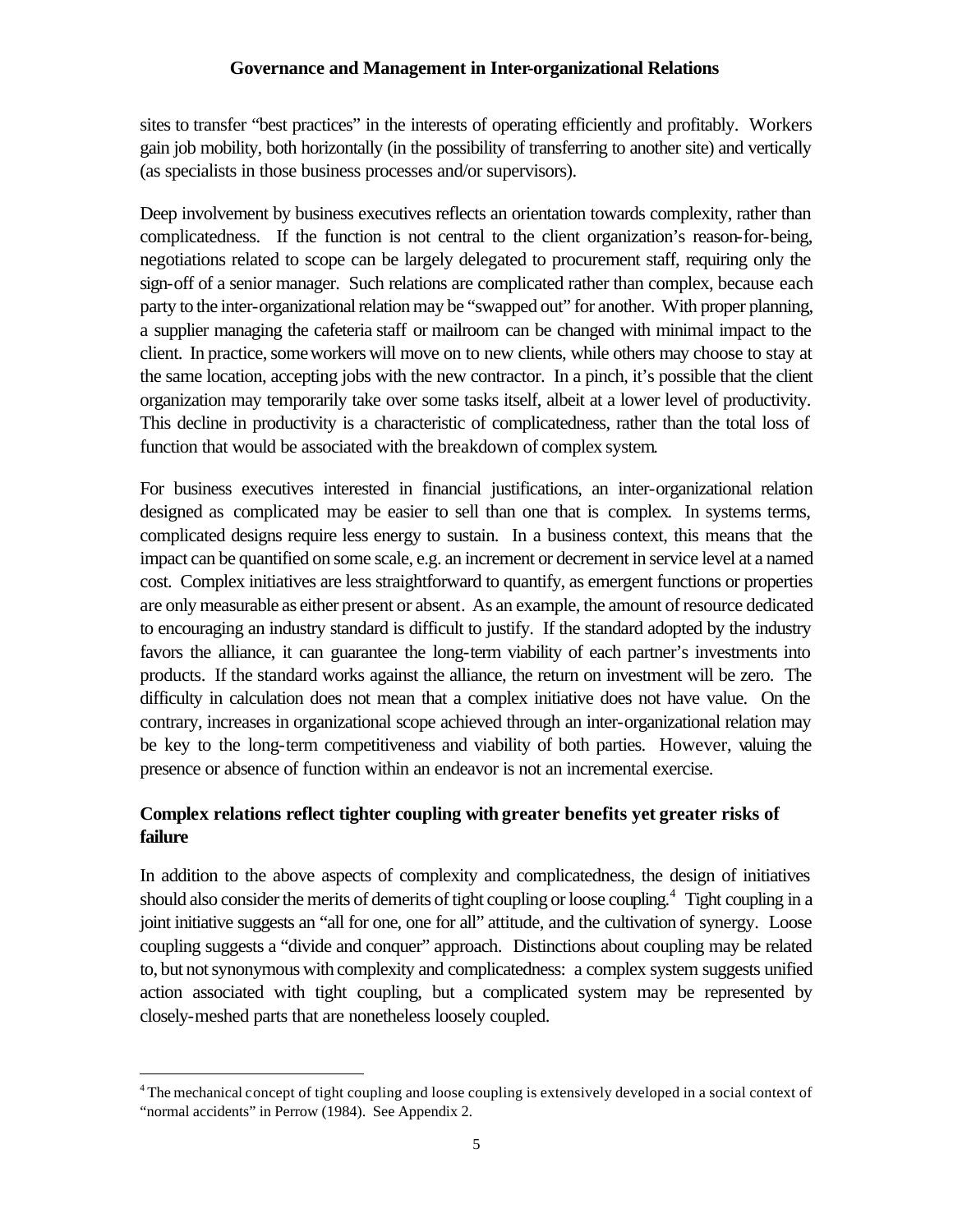sites to transfer "best practices" in the interests of operating efficiently and profitably. Workers gain job mobility, both horizontally (in the possibility of transferring to another site) and vertically (as specialists in those business processes and/or supervisors).

Deep involvement by business executives reflects an orientation towards complexity, rather than complicatedness. If the function is not central to the client organization's reason-for-being, negotiations related to scope can be largely delegated to procurement staff, requiring only the sign-off of a senior manager. Such relations are complicated rather than complex, because each party to the inter-organizational relation may be "swapped out" for another. With proper planning, a supplier managing the cafeteria staff or mailroom can be changed with minimal impact to the client. In practice, some workers will move on to new clients, while others may choose to stay at the same location, accepting jobs with the new contractor. In a pinch, it's possible that the client organization may temporarily take over some tasks itself, albeit at a lower level of productivity. This decline in productivity is a characteristic of complicatedness, rather than the total loss of function that would be associated with the breakdown of complex system.

For business executives interested in financial justifications, an inter-organizational relation designed as complicated may be easier to sell than one that is complex. In systems terms, complicated designs require less energy to sustain. In a business context, this means that the impact can be quantified on some scale, e.g. an increment or decrement in service level at a named cost. Complex initiatives are less straightforward to quantify, as emergent functions or properties are only measurable as either present or absent. As an example, the amount of resource dedicated to encouraging an industry standard is difficult to justify. If the standard adopted by the industry favors the alliance, it can guarantee the long-term viability of each partner's investments into products. If the standard works against the alliance, the return on investment will be zero. The difficulty in calculation does not mean that a complex initiative does not have value. On the contrary, increases in organizational scope achieved through an inter-organizational relation may be key to the long-term competitiveness and viability of both parties. However, valuing the presence or absence of function within an endeavor is not an incremental exercise.

### Complex relations reflect tighter coupling with greater benefits yet greater risks of failure

In addition to the above aspects of complexity and complicatedness, the design of initiatives should also consider the merits of demerits of tight coupling or loose coupling.[4] Tight coupling in a joint initiative suggests an "all for one, one for all" attitude, and the cultivation of synergy. Loose coupling suggests a "divide and conquer" approach. Distinctions about coupling may be related to, but not synonymous with complexity and complicatedness: a complex system suggests unified action associated with tight coupling, but a complicated system may be represented by closely-meshed parts that are nonetheless loosely coupled.

[4] The mechanical concept of tight coupling and loose coupling is extensively developed in a social context of "normal accidents" in Perrow (1984). See Appendix 2.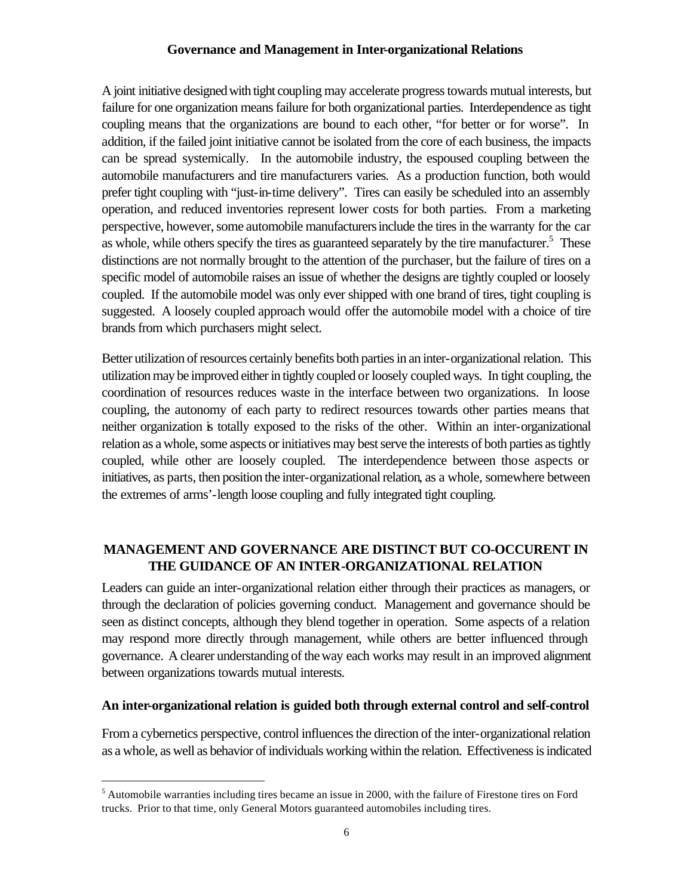A joint initiative designed with tight coupling may accelerate progress towards mutual interests, but failure for one organization means failure for both organizational parties. Interdependence as tight coupling means that the organizations are bound to each other, "for better or for worse". In addition, if the failed joint initiative cannot be isolated from the core of each business, the impacts can be spread systemically. In the automobile industry, the espoused coupling between the automobile manufacturers and tire manufacturers varies. As a production function, both would prefer tight coupling with "just-in-time delivery". Tires can easily be scheduled into an assembly operation, and reduced inventories represent lower costs for both parties. From a marketing perspective, however, some automobile manufacturers include the tires in the warranty for the car as whole, while others specify the tires as guaranteed separately by the tire manufacturer.[5] These distinctions are not normally brought to the attention of the purchaser, but the failure of tires on a specific model of automobile raises an issue of whether the designs are tightly coupled or loosely coupled. If the automobile model was only ever shipped with one brand of tires, tight coupling is suggested. A loosely coupled approach would offer the automobile model with a choice of tire brands from which purchasers might select.

Better utilization of resources certainly benefits both parties in an inter-organizational relation. This utilization may be improved either in tightly coupled or loosely coupled ways. In tight coupling, the coordination of resources reduces waste in the interface between two organizations. In loose coupling, the autonomy of each party to redirect resources towards other parties means that neither organization is totally exposed to the risks of the other. Within an inter-organizational relation as a whole, some aspects or initiatives may best serve the interests of both parties as tightly coupled, while other are loosely coupled. The interdependence between those aspects or initiatives, as parts, then position the inter-organizational relation, as a whole, somewhere between the extremes of arms'-length loose coupling and fully integrated tight coupling.

## MANAGEMENT AND GOVERNANCE ARE DISTINCT BUT CO-OCCURENT IN THE GUIDANCE OF AN INTER-ORGANIZATIONAL RELATION

Leaders can guide an inter-organizational relation either through their practices as managers, or through the declaration of policies governing conduct. Management and governance should be seen as distinct concepts, although they blend together in operation. Some aspects of a relation may respond more directly through management, while others are better influenced through governance. A clearer understanding of the way each works may result in an improved alignment between organizations towards mutual interests.

### An inter-organizational relation is guided both through external control and self-control

From a cybernetics perspective, control influences the direction of the inter-organizational relation as a whole, as well as behavior of individuals working within the relation. Effectiveness is indicated

[5] Automobile warranties including tires became an issue in 2000, with the failure of Firestone tires on Ford trucks. Prior to that time, only General Motors guaranteed automobiles including tires.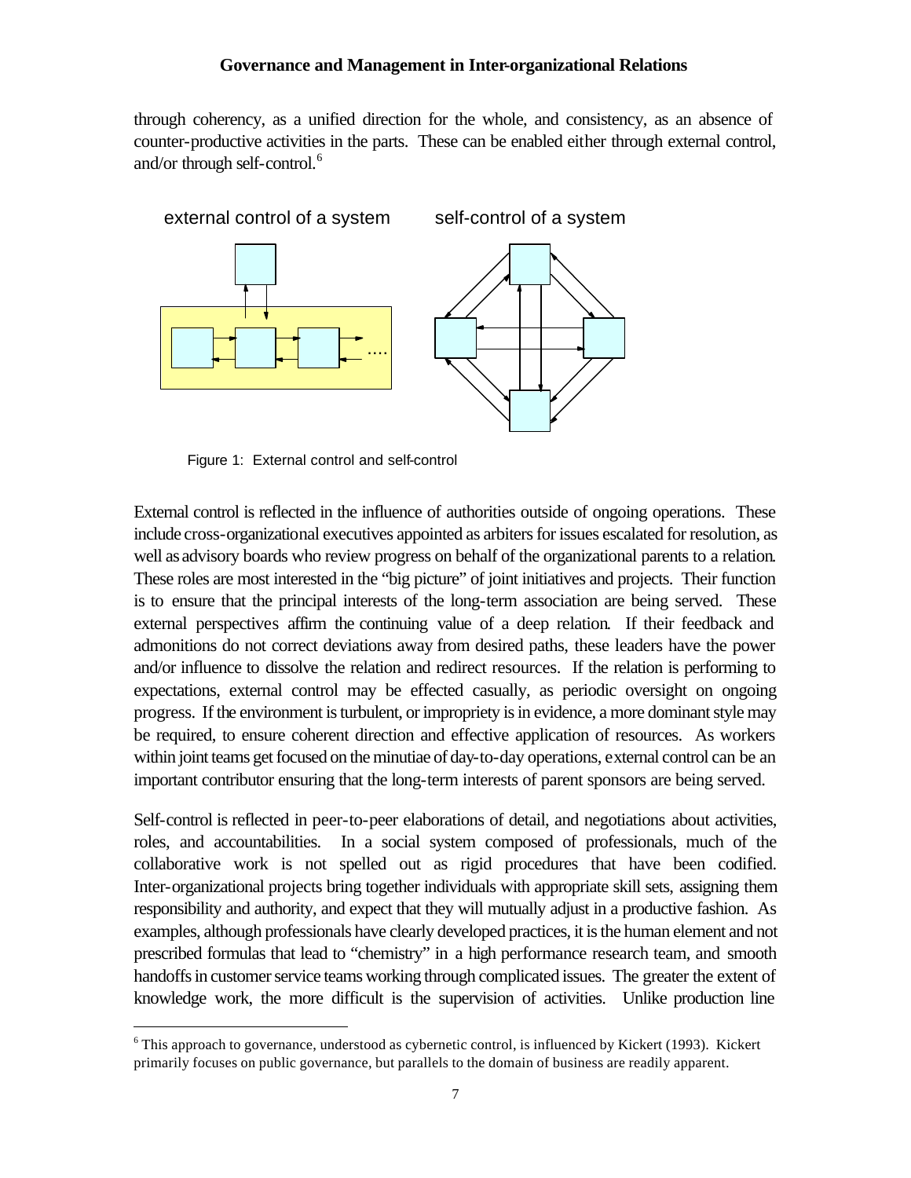through coherency, as a unified direction for the whole, and consistency, as an absence of counter-productive activities in the parts. These can be enabled either through external control, and/or through self-control.[6]

Figure 1: External control and self-control

External control is reflected in the influence of authorities outside of ongoing operations. These include cross-organizational executives appointed as arbiters for issues escalated for resolution, as well as advisory boards who review progress on behalf of the organizational parents to a relation. These roles are most interested in the "big picture" of joint initiatives and projects. Their function is to ensure that the principal interests of the long-term association are being served. These external perspectives affirm the continuing value of a deep relation. If their feedback and admonitions do not correct deviations away from desired paths, these leaders have the power and/or influence to dissolve the relation and redirect resources. If the relation is performing to expectations, external control may be effected casually, as periodic oversight on ongoing progress. If the environment is turbulent, or impropriety is in evidence, a more dominant style may be required, to ensure coherent direction and effective application of resources. As workers within joint teams get focused on the minutiae of day-to-day operations, external control can be an important contributor ensuring that the long-term interests of parent sponsors are being served.

Self-control is reflected in peer-to-peer elaborations of detail, and negotiations about activities, roles, and accountabilities. In a social system composed of professionals, much of the collaborative work is not spelled out as rigid procedures that have been codified. Inter-organizational projects bring together individuals with appropriate skill sets, assigning them responsibility and authority, and expect that they will mutually adjust in a productive fashion. As examples, although professionals have clearly developed practices, it is the human element and not prescribed formulas that lead to "chemistry" in a high performance research team, and smooth handoffs in customer service teams working through complicated issues. The greater the extent of knowledge work, the more difficult is the supervision of activities. Unlike production line

[6] This approach to governance, understood as cybernetic control, is influenced by Kickert (1993). Kickert primarily focuses on public governance, but parallels to the domain of business are readily apparent.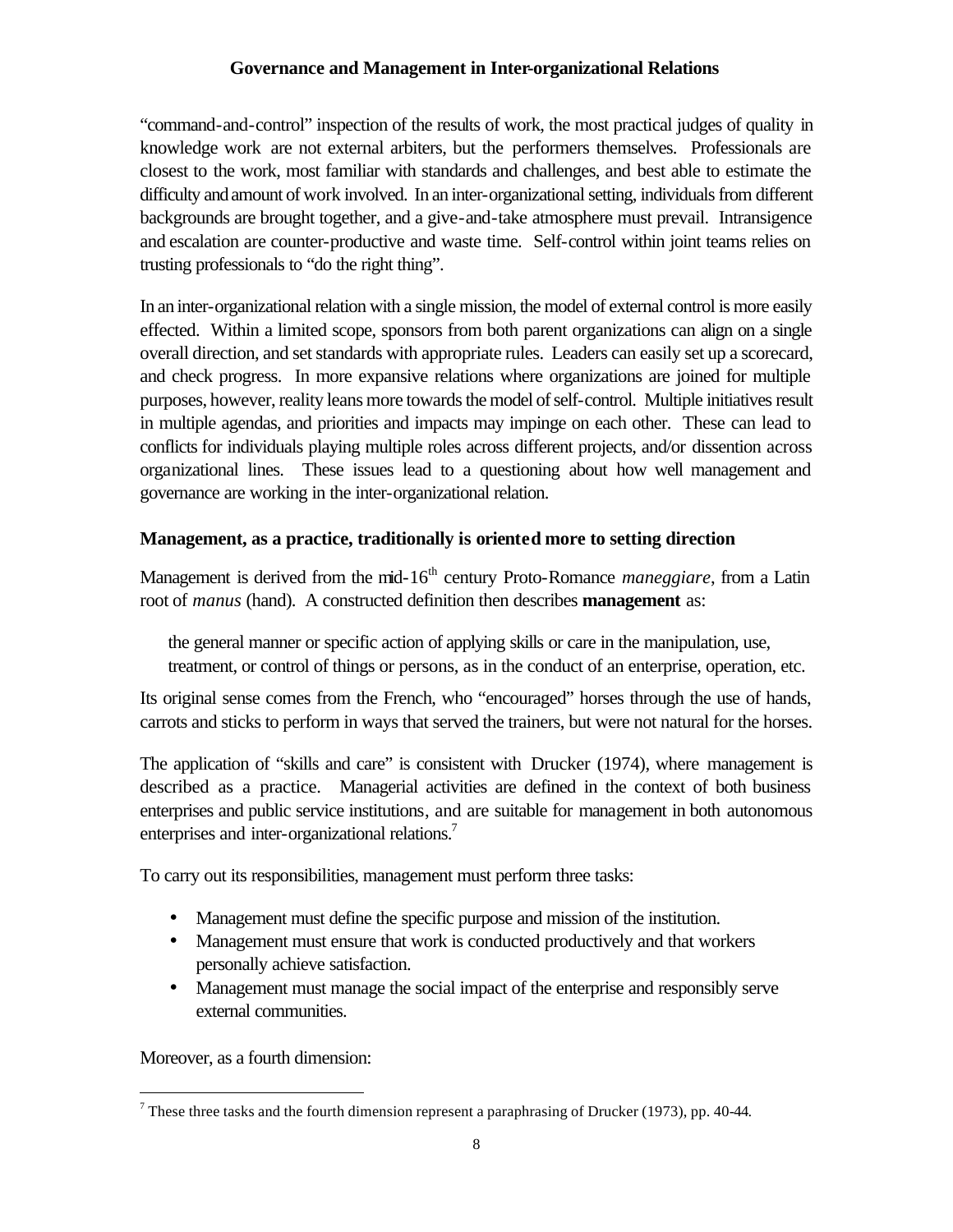"command-and-control" inspection of the results of work, the most practical judges of quality in knowledge work are not external arbiters, but the performers themselves. Professionals are closest to the work, most familiar with standards and challenges, and best able to estimate the difficulty and amount of work involved. In an inter-organizational setting, individuals from different backgrounds are brought together, and a give-and-take atmosphere must prevail. Intransigence and escalation are counter-productive and waste time. Self-control within joint teams relies on trusting professionals to "do the right thing".

In an inter-organizational relation with a single mission, the model of external control is more easily effected. Within a limited scope, sponsors from both parent organizations can align on a single overall direction, and set standards with appropriate rules. Leaders can easily set up a scorecard, and check progress. In more expansive relations where organizations are joined for multiple purposes, however, reality leans more towards the model of self-control. Multiple initiatives result in multiple agendas, and priorities and impacts may impinge on each other. These can lead to conflicts for individuals playing multiple roles across different projects, and/or dissention across organizational lines. These issues lead to a questioning about how well management and governance are working in the inter-organizational relation.

### Management, as a practice, traditionally is oriented more to setting direction

Management is derived from the mid-16th century Proto-Romance *maneggiare*, from a Latin root of *manus* (hand). A constructed definition then describes **management** as:

> the general manner or specific action of applying skills or care in the manipulation, use, treatment, or control of things or persons, as in the conduct of an enterprise, operation, etc.

Its original sense comes from the French, who "encouraged" horses through the use of hands, carrots and sticks to perform in ways that served the trainers, but were not natural for the horses.

The application of "skills and care" is consistent with Drucker (1974), where management is described as a practice. Managerial activities are defined in the context of both business enterprises and public service institutions, and are suitable for management in both autonomous enterprises and inter-organizational relations.[7]

To carry out its responsibilities, management must perform three tasks:

- Management must define the specific purpose and mission of the institution.
- Management must ensure that work is conducted productively and that workers personally achieve satisfaction.
- Management must manage the social impact of the enterprise and responsibly serve external communities.

Moreover, as a fourth dimension:

[7] These three tasks and the fourth dimension represent a paraphrasing of Drucker (1973), pp. 40-44.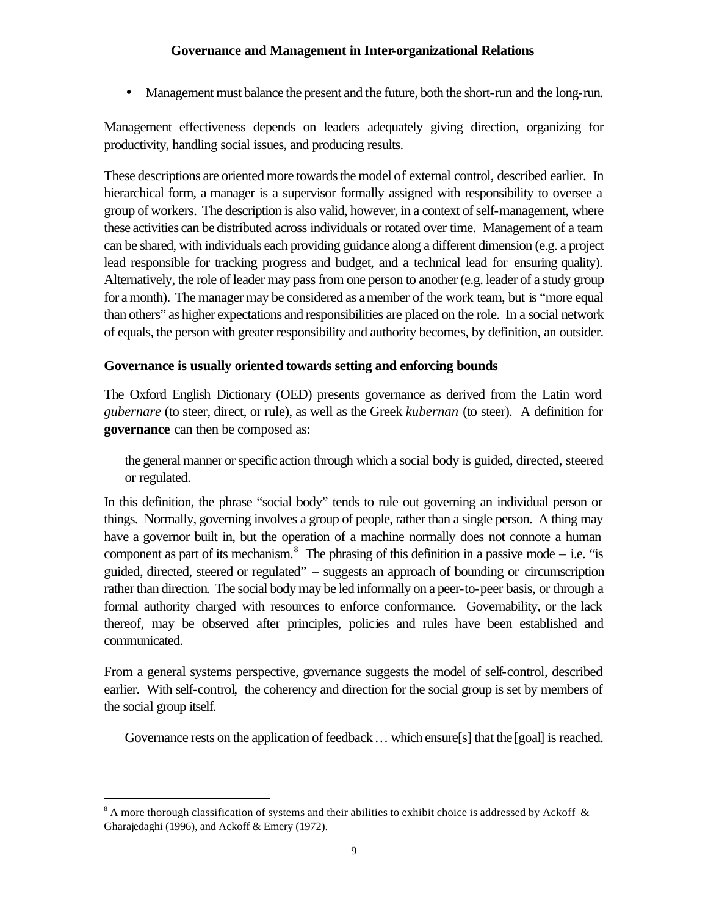- Management must balance the present and the future, both the short-run and the long-run.

Management effectiveness depends on leaders adequately giving direction, organizing for productivity, handling social issues, and producing results.

These descriptions are oriented more towards the model of external control, described earlier. In hierarchical form, a manager is a supervisor formally assigned with responsibility to oversee a group of workers. The description is also valid, however, in a context of self-management, where these activities can be distributed across individuals or rotated over time. Management of a team can be shared, with individuals each providing guidance along a different dimension (e.g. a project lead responsible for tracking progress and budget, and a technical lead for ensuring quality). Alternatively, the role of leader may pass from one person to another (e.g. leader of a study group for a month). The manager may be considered as a member of the work team, but is "more equal than others" as higher expectations and responsibilities are placed on the role. In a social network of equals, the person with greater responsibility and authority becomes, by definition, an outsider.

### Governance is usually oriented towards setting and enforcing bounds

The Oxford English Dictionary (OED) presents governance as derived from the Latin word *gubernare* (to steer, direct, or rule), as well as the Greek *kubernan* (to steer). A definition for **governance** can then be composed as:

> the general manner or specific action through which a social body is guided, directed, steered or regulated.

In this definition, the phrase "social body" tends to rule out governing an individual person or things. Normally, governing involves a group of people, rather than a single person. A thing may have a governor built in, but the operation of a machine normally does not connote a human component as part of its mechanism.[8] The phrasing of this definition in a passive mode – i.e. "is guided, directed, steered or regulated" – suggests an approach of bounding or circumscription rather than direction. The social body may be led informally on a peer-to-peer basis, or through a formal authority charged with resources to enforce conformance. Governability, or the lack thereof, may be observed after principles, policies and rules have been established and communicated.

From a general systems perspective, governance suggests the model of self-control, described earlier. With self-control, the coherency and direction for the social group is set by members of the social group itself.

> Governance rests on the application of feedback … which ensure[s] that the [goal] is reached.

---

[8] A more thorough classification of systems and their abilities to exhibit choice is addressed by Ackoff & Gharajedaghi (1996), and Ackoff & Emery (1972).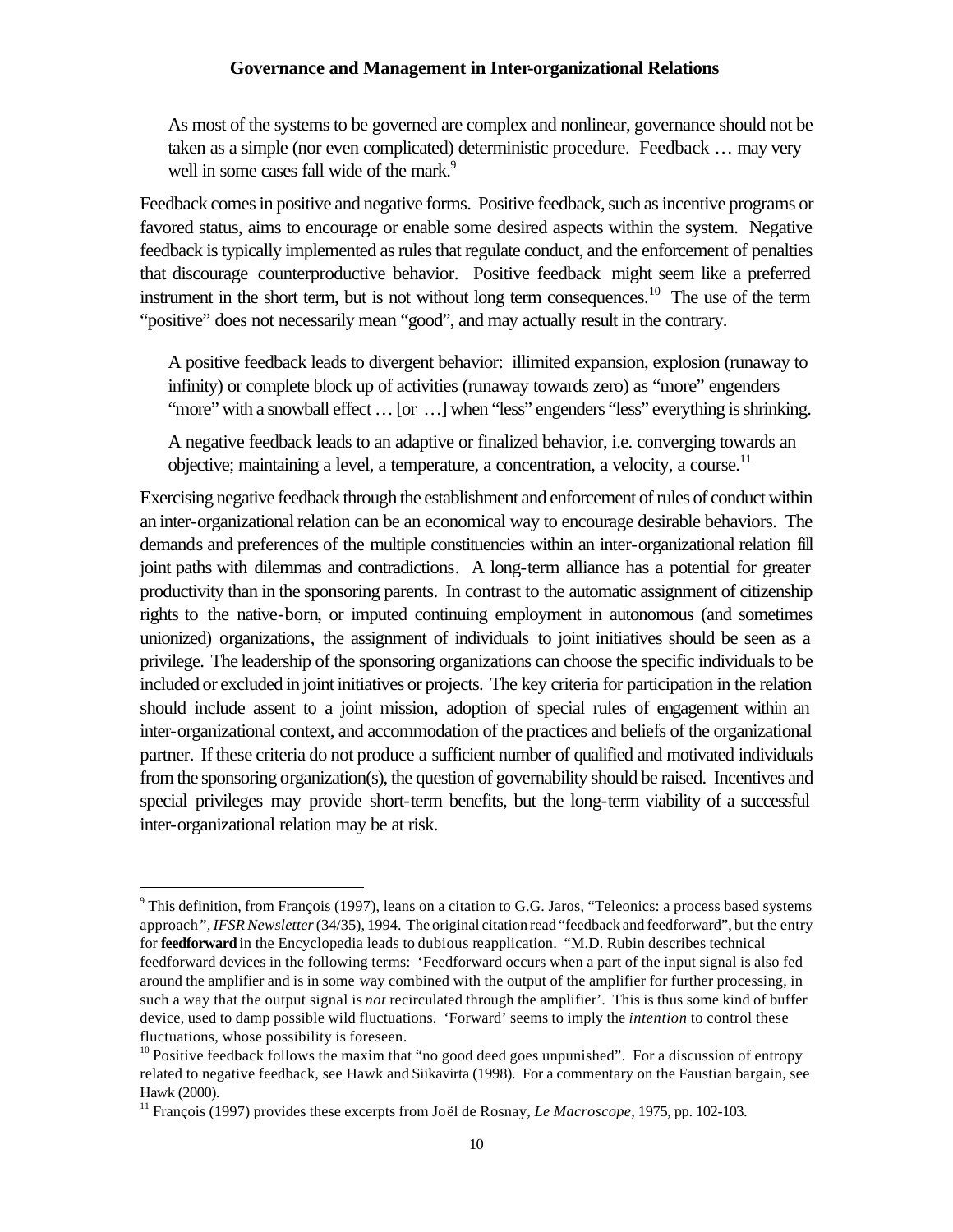> As most of the systems to be governed are complex and nonlinear, governance should not be taken as a simple (nor even complicated) deterministic procedure. Feedback … may very well in some cases fall wide of the mark.[9]

Feedback comes in positive and negative forms. Positive feedback, such as incentive programs or favored status, aims to encourage or enable some desired aspects within the system. Negative feedback is typically implemented as rules that regulate conduct, and the enforcement of penalties that discourage counterproductive behavior. Positive feedback might seem like a preferred instrument in the short term, but is not without long term consequences.[10] The use of the term "positive" does not necessarily mean "good", and may actually result in the contrary.

> A positive feedback leads to divergent behavior: illimited expansion, explosion (runaway to infinity) or complete block up of activities (runaway towards zero) as "more" engenders "more" with a snowball effect … [or …] when "less" engenders "less" everything is shrinking.
>
> A negative feedback leads to an adaptive or finalized behavior, i.e. converging towards an objective; maintaining a level, a temperature, a concentration, a velocity, a course.[11]

Exercising negative feedback through the establishment and enforcement of rules of conduct within an inter-organizational relation can be an economical way to encourage desirable behaviors. The demands and preferences of the multiple constituencies within an inter-organizational relation fill joint paths with dilemmas and contradictions. A long-term alliance has a potential for greater productivity than in the sponsoring parents. In contrast to the automatic assignment of citizenship rights to the native-born, or imputed continuing employment in autonomous (and sometimes unionized) organizations, the assignment of individuals to joint initiatives should be seen as a privilege. The leadership of the sponsoring organizations can choose the specific individuals to be included or excluded in joint initiatives or projects. The key criteria for participation in the relation should include assent to a joint mission, adoption of special rules of engagement within an inter-organizational context, and accommodation of the practices and beliefs of the organizational partner. If these criteria do not produce a sufficient number of qualified and motivated individuals from the sponsoring organization(s), the question of governability should be raised. Incentives and special privileges may provide short-term benefits, but the long-term viability of a successful inter-organizational relation may be at risk.

---

[9] This definition, from François (1997), leans on a citation to G.G. Jaros, "Teleonics: a process based systems approach", *IFSR Newsletter* (34/35), 1994. The original citation read "feedback and feedforward", but the entry for **feedforward** in the Encyclopedia leads to dubious reapplication. "M.D. Rubin describes technical feedforward devices in the following terms: 'Feedforward occurs when a part of the input signal is also fed around the amplifier and is in some way combined with the output of the amplifier for further processing, in such a way that the output signal is *not* recirculated through the amplifier'. This is thus some kind of buffer device, used to damp possible wild fluctuations. 'Forward' seems to imply the *intention* to control these fluctuations, whose possibility is foreseen.

[10] Positive feedback follows the maxim that "no good deed goes unpunished". For a discussion of entropy related to negative feedback, see Hawk and Siikavirta (1998). For a commentary on the Faustian bargain, see Hawk (2000).

[11] François (1997) provides these excerpts from Joël de Rosnay, *Le Macroscope*, 1975, pp. 102-103.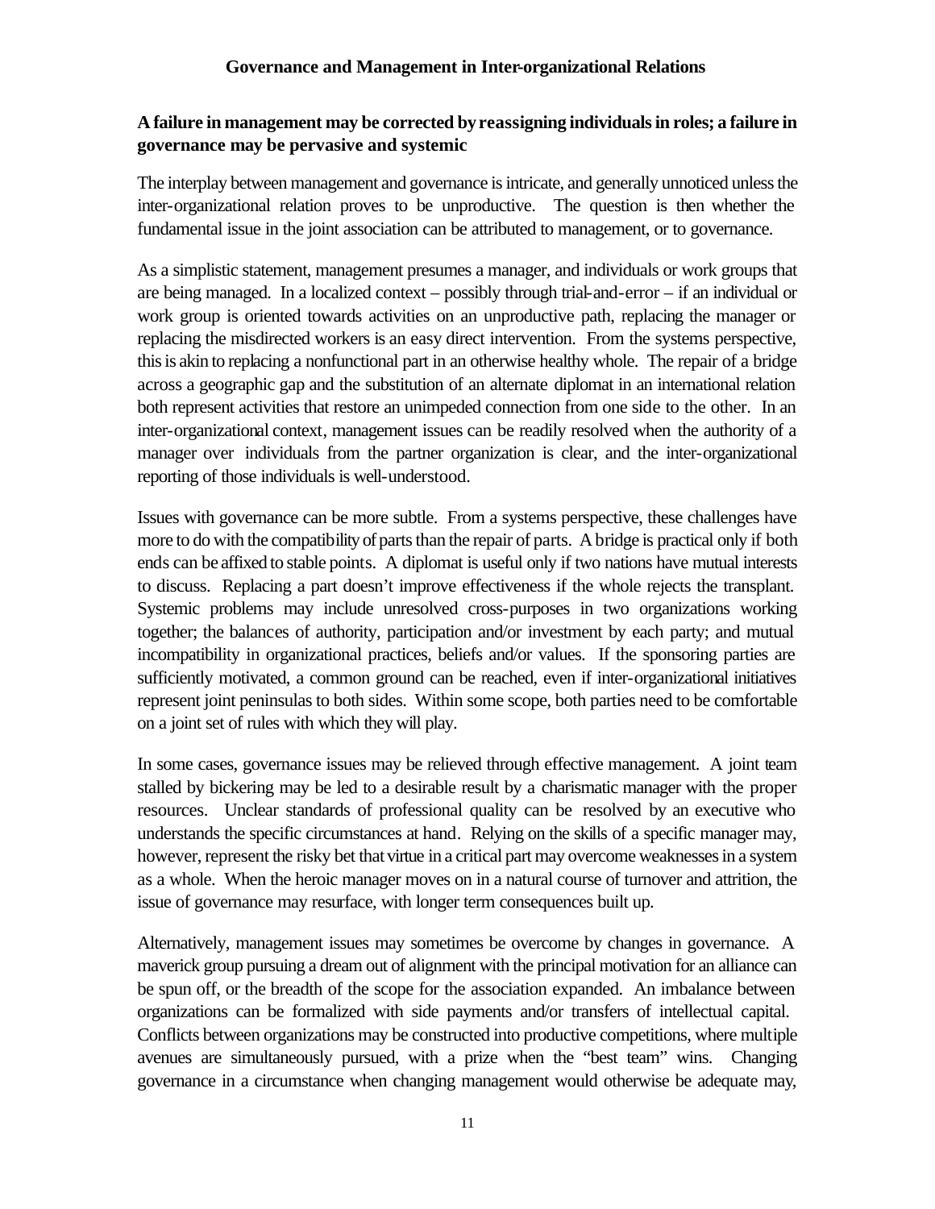### A failure in management may be corrected by reassigning individuals in roles; a failure in governance may be pervasive and systemic

The interplay between management and governance is intricate, and generally unnoticed unless the inter-organizational relation proves to be unproductive. The question is then whether the fundamental issue in the joint association can be attributed to management, or to governance.

As a simplistic statement, management presumes a manager, and individuals or work groups that are being managed. In a localized context – possibly through trial-and-error – if an individual or work group is oriented towards activities on an unproductive path, replacing the manager or replacing the misdirected workers is an easy direct intervention. From the systems perspective, this is akin to replacing a nonfunctional part in an otherwise healthy whole. The repair of a bridge across a geographic gap and the substitution of an alternate diplomat in an international relation both represent activities that restore an unimpeded connection from one side to the other. In an inter-organizational context, management issues can be readily resolved when the authority of a manager over individuals from the partner organization is clear, and the inter-organizational reporting of those individuals is well-understood.

Issues with governance can be more subtle. From a systems perspective, these challenges have more to do with the compatibility of parts than the repair of parts. A bridge is practical only if both ends can be affixed to stable points. A diplomat is useful only if two nations have mutual interests to discuss. Replacing a part doesn't improve effectiveness if the whole rejects the transplant. Systemic problems may include unresolved cross-purposes in two organizations working together; the balances of authority, participation and/or investment by each party; and mutual incompatibility in organizational practices, beliefs and/or values. If the sponsoring parties are sufficiently motivated, a common ground can be reached, even if inter-organizational initiatives represent joint peninsulas to both sides. Within some scope, both parties need to be comfortable on a joint set of rules with which they will play.

In some cases, governance issues may be relieved through effective management. A joint team stalled by bickering may be led to a desirable result by a charismatic manager with the proper resources. Unclear standards of professional quality can be resolved by an executive who understands the specific circumstances at hand. Relying on the skills of a specific manager may, however, represent the risky bet that virtue in a critical part may overcome weaknesses in a system as a whole. When the heroic manager moves on in a natural course of turnover and attrition, the issue of governance may resurface, with longer term consequences built up.

Alternatively, management issues may sometimes be overcome by changes in governance. A maverick group pursuing a dream out of alignment with the principal motivation for an alliance can be spun off, or the breadth of the scope for the association expanded. An imbalance between organizations can be formalized with side payments and/or transfers of intellectual capital. Conflicts between organizations may be constructed into productive competitions, where multiple avenues are simultaneously pursued, with a prize when the "best team" wins. Changing governance in a circumstance when changing management would otherwise be adequate may,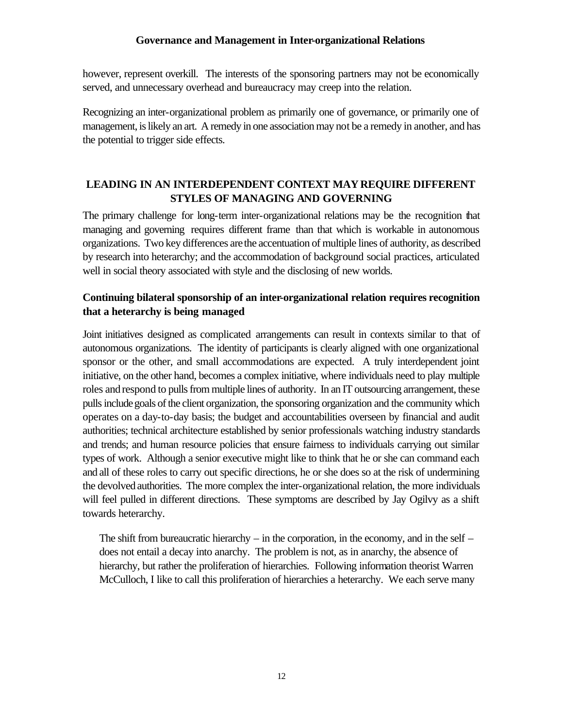however, represent overkill. The interests of the sponsoring partners may not be economically served, and unnecessary overhead and bureaucracy may creep into the relation.

Recognizing an inter-organizational problem as primarily one of governance, or primarily one of management, is likely an art. A remedy in one association may not be a remedy in another, and has the potential to trigger side effects.

## LEADING IN AN INTERDEPENDENT CONTEXT MAY REQUIRE DIFFERENT STYLES OF MANAGING AND GOVERNING

The primary challenge for long-term inter-organizational relations may be the recognition that managing and governing requires different frame than that which is workable in autonomous organizations. Two key differences are the accentuation of multiple lines of authority, as described by research into heterarchy; and the accommodation of background social practices, articulated well in social theory associated with style and the disclosing of new worlds.

### Continuing bilateral sponsorship of an inter-organizational relation requires recognition that a heterarchy is being managed

Joint initiatives designed as complicated arrangements can result in contexts similar to that of autonomous organizations. The identity of participants is clearly aligned with one organizational sponsor or the other, and small accommodations are expected. A truly interdependent joint initiative, on the other hand, becomes a complex initiative, where individuals need to play multiple roles and respond to pulls from multiple lines of authority. In an IT outsourcing arrangement, these pulls include goals of the client organization, the sponsoring organization and the community which operates on a day-to-day basis; the budget and accountabilities overseen by financial and audit authorities; technical architecture established by senior professionals watching industry standards and trends; and human resource policies that ensure fairness to individuals carrying out similar types of work. Although a senior executive might like to think that he or she can command each and all of these roles to carry out specific directions, he or she does so at the risk of undermining the devolved authorities. The more complex the inter-organizational relation, the more individuals will feel pulled in different directions. These symptoms are described by Jay Ogilvy as a shift towards heterarchy.

> The shift from bureaucratic hierarchy – in the corporation, in the economy, and in the self – does not entail a decay into anarchy. The problem is not, as in anarchy, the absence of hierarchy, but rather the proliferation of hierarchies. Following information theorist Warren McCulloch, I like to call this proliferation of hierarchies a heterarchy. We each serve many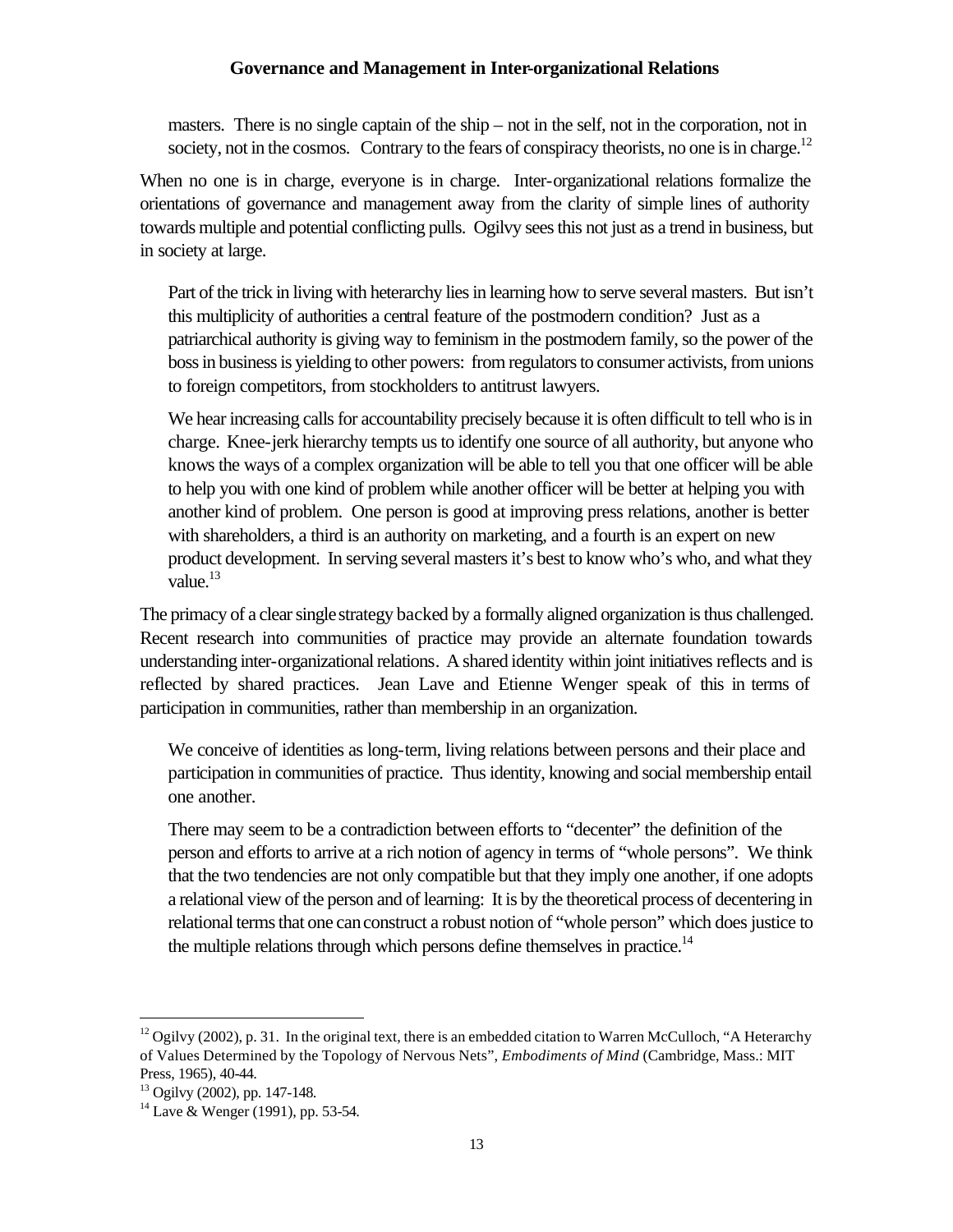> masters. There is no single captain of the ship – not in the self, not in the corporation, not in society, not in the cosmos. Contrary to the fears of conspiracy theorists, no one is in charge.[12]

When no one is in charge, everyone is in charge. Inter-organizational relations formalize the orientations of governance and management away from the clarity of simple lines of authority towards multiple and potential conflicting pulls. Ogilvy sees this not just as a trend in business, but in society at large.

> Part of the trick in living with heterarchy lies in learning how to serve several masters. But isn't this multiplicity of authorities a central feature of the postmodern condition? Just as a patriarchical authority is giving way to feminism in the postmodern family, so the power of the boss in business is yielding to other powers: from regulators to consumer activists, from unions to foreign competitors, from stockholders to antitrust lawyers.
>
> We hear increasing calls for accountability precisely because it is often difficult to tell who is in charge. Knee-jerk hierarchy tempts us to identify one source of all authority, but anyone who knows the ways of a complex organization will be able to tell you that one officer will be able to help you with one kind of problem while another officer will be better at helping you with another kind of problem. One person is good at improving press relations, another is better with shareholders, a third is an authority on marketing, and a fourth is an expert on new product development. In serving several masters it's best to know who's who, and what they value.[13]

The primacy of a clear single strategy backed by a formally aligned organization is thus challenged. Recent research into communities of practice may provide an alternate foundation towards understanding inter-organizational relations. A shared identity within joint initiatives reflects and is reflected by shared practices. Jean Lave and Etienne Wenger speak of this in terms of participation in communities, rather than membership in an organization.

> We conceive of identities as long-term, living relations between persons and their place and participation in communities of practice. Thus identity, knowing and social membership entail one another.
>
> There may seem to be a contradiction between efforts to "decenter" the definition of the person and efforts to arrive at a rich notion of agency in terms of "whole persons". We think that the two tendencies are not only compatible but that they imply one another, if one adopts a relational view of the person and of learning: It is by the theoretical process of decentering in relational terms that one can construct a robust notion of "whole person" which does justice to the multiple relations through which persons define themselves in practice.[14]

---

[12] Ogilvy (2002), p. 31. In the original text, there is an embedded citation to Warren McCulloch, "A Heterarchy of Values Determined by the Topology of Nervous Nets", *Embodiments of Mind* (Cambridge, Mass.: MIT Press, 1965), 40-44.

[13] Ogilvy (2002), pp. 147-148.

[14] Lave & Wenger (1991), pp. 53-54.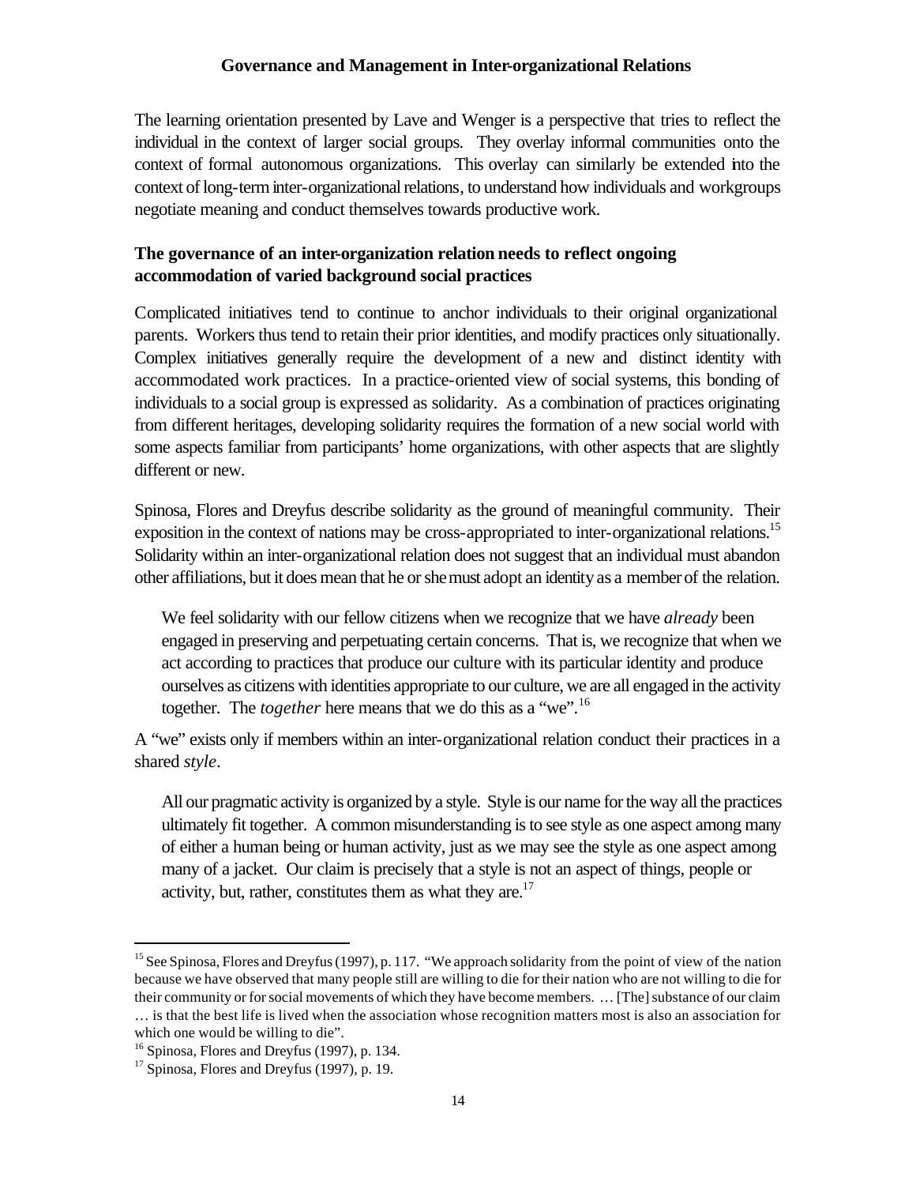The learning orientation presented by Lave and Wenger is a perspective that tries to reflect the individual in the context of larger social groups. They overlay informal communities onto the context of formal autonomous organizations. This overlay can similarly be extended into the context of long-term inter-organizational relations, to understand how individuals and workgroups negotiate meaning and conduct themselves towards productive work.

### The governance of an inter-organization relation needs to reflect ongoing accommodation of varied background social practices

Complicated initiatives tend to continue to anchor individuals to their original organizational parents. Workers thus tend to retain their prior identities, and modify practices only situationally. Complex initiatives generally require the development of a new and distinct identity with accommodated work practices. In a practice-oriented view of social systems, this bonding of individuals to a social group is expressed as solidarity. As a combination of practices originating from different heritages, developing solidarity requires the formation of a new social world with some aspects familiar from participants' home organizations, with other aspects that are slightly different or new.

Spinosa, Flores and Dreyfus describe solidarity as the ground of meaningful community. Their exposition in the context of nations may be cross-appropriated to inter-organizational relations.[15] Solidarity within an inter-organizational relation does not suggest that an individual must abandon other affiliations, but it does mean that he or she must adopt an identity as a member of the relation.

> We feel solidarity with our fellow citizens when we recognize that we have *already* been engaged in preserving and perpetuating certain concerns. That is, we recognize that when we act according to practices that produce our culture with its particular identity and produce ourselves as citizens with identities appropriate to our culture, we are all engaged in the activity together. The *together* here means that we do this as a "we".[16]

A "we" exists only if members within an inter-organizational relation conduct their practices in a shared *style*.

> All our pragmatic activity is organized by a style. Style is our name for the way all the practices ultimately fit together. A common misunderstanding is to see style as one aspect among many of either a human being or human activity, just as we may see the style as one aspect among many of a jacket. Our claim is precisely that a style is not an aspect of things, people or activity, but, rather, constitutes them as what they are.[17]

---

[15] See Spinosa, Flores and Dreyfus (1997), p. 117. "We approach solidarity from the point of view of the nation because we have observed that many people still are willing to die for their nation who are not willing to die for their community or for social movements of which they have become members. … [The] substance of our claim … is that the best life is lived when the association whose recognition matters most is also an association for which one would be willing to die".

[16] Spinosa, Flores and Dreyfus (1997), p. 134.

[17] Spinosa, Flores and Dreyfus (1997), p. 19.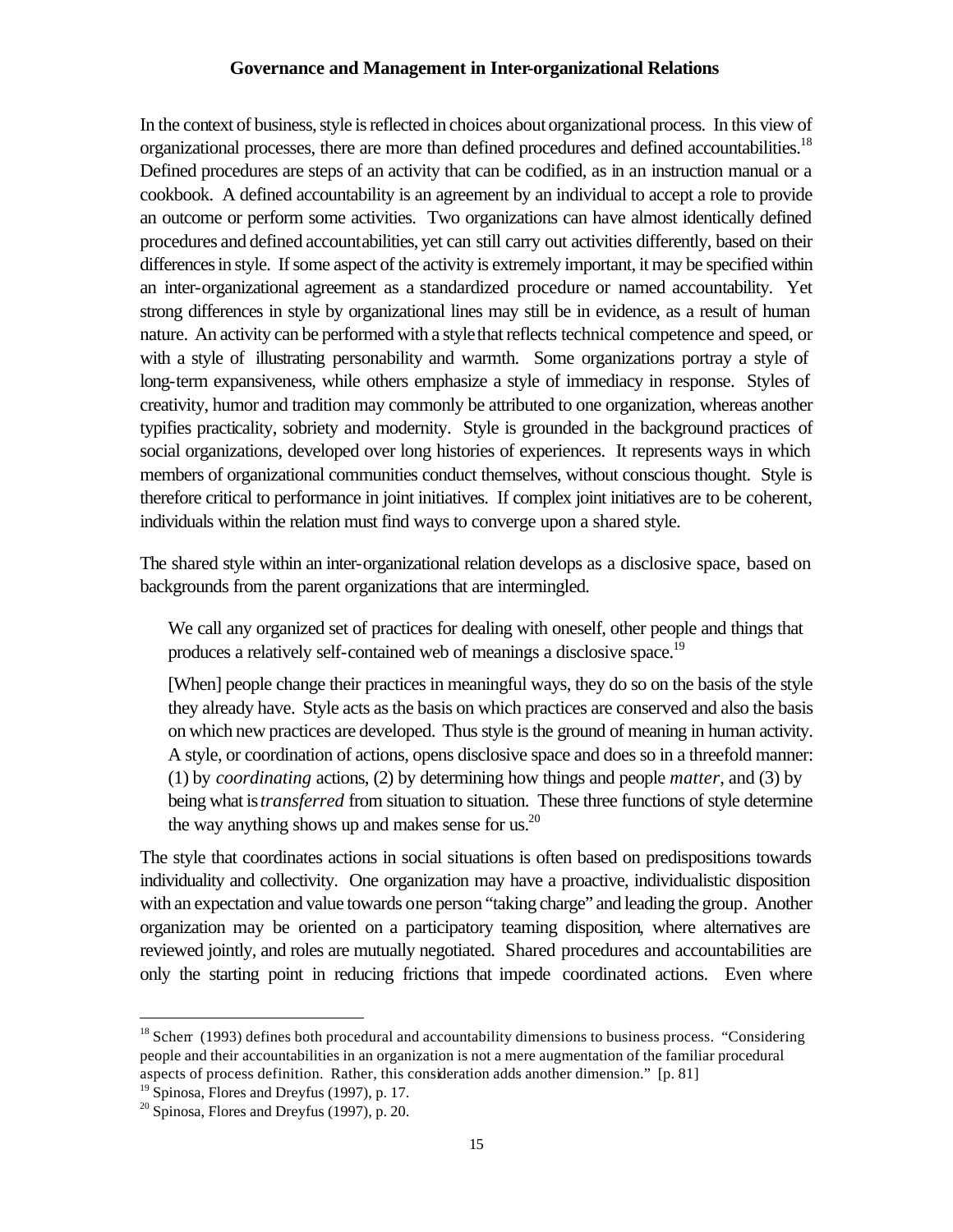In the context of business, style is reflected in choices about organizational process. In this view of organizational processes, there are more than defined procedures and defined accountabilities.[18] Defined procedures are steps of an activity that can be codified, as in an instruction manual or a cookbook. A defined accountability is an agreement by an individual to accept a role to provide an outcome or perform some activities. Two organizations can have almost identically defined procedures and defined accountabilities, yet can still carry out activities differently, based on their differences in style. If some aspect of the activity is extremely important, it may be specified within an inter-organizational agreement as a standardized procedure or named accountability. Yet strong differences in style by organizational lines may still be in evidence, as a result of human nature. An activity can be performed with a style that reflects technical competence and speed, or with a style of illustrating personability and warmth. Some organizations portray a style of long-term expansiveness, while others emphasize a style of immediacy in response. Styles of creativity, humor and tradition may commonly be attributed to one organization, whereas another typifies practicality, sobriety and modernity. Style is grounded in the background practices of social organizations, developed over long histories of experiences. It represents ways in which members of organizational communities conduct themselves, without conscious thought. Style is therefore critical to performance in joint initiatives. If complex joint initiatives are to be coherent, individuals within the relation must find ways to converge upon a shared style.

The shared style within an inter-organizational relation develops as a disclosive space, based on backgrounds from the parent organizations that are intermingled.

> We call any organized set of practices for dealing with oneself, other people and things that produces a relatively self-contained web of meanings a disclosive space.[19]
>
> [When] people change their practices in meaningful ways, they do so on the basis of the style they already have. Style acts as the basis on which practices are conserved and also the basis on which new practices are developed. Thus style is the ground of meaning in human activity. A style, or coordination of actions, opens disclosive space and does so in a threefold manner: (1) by *coordinating* actions, (2) by determining how things and people *matter*, and (3) by being what is *transferred* from situation to situation. These three functions of style determine the way anything shows up and makes sense for us.[20]

The style that coordinates actions in social situations is often based on predispositions towards individuality and collectivity. One organization may have a proactive, individualistic disposition with an expectation and value towards one person "taking charge" and leading the group. Another organization may be oriented on a participatory teaming disposition, where alternatives are reviewed jointly, and roles are mutually negotiated. Shared procedures and accountabilities are only the starting point in reducing frictions that impede coordinated actions. Even where

---

[18] Scherr (1993) defines both procedural and accountability dimensions to business process. "Considering people and their accountabilities in an organization is not a mere augmentation of the familiar procedural aspects of process definition. Rather, this consideration adds another dimension." [p. 81]

[19] Spinosa, Flores and Dreyfus (1997), p. 17.

[20] Spinosa, Flores and Dreyfus (1997), p. 20.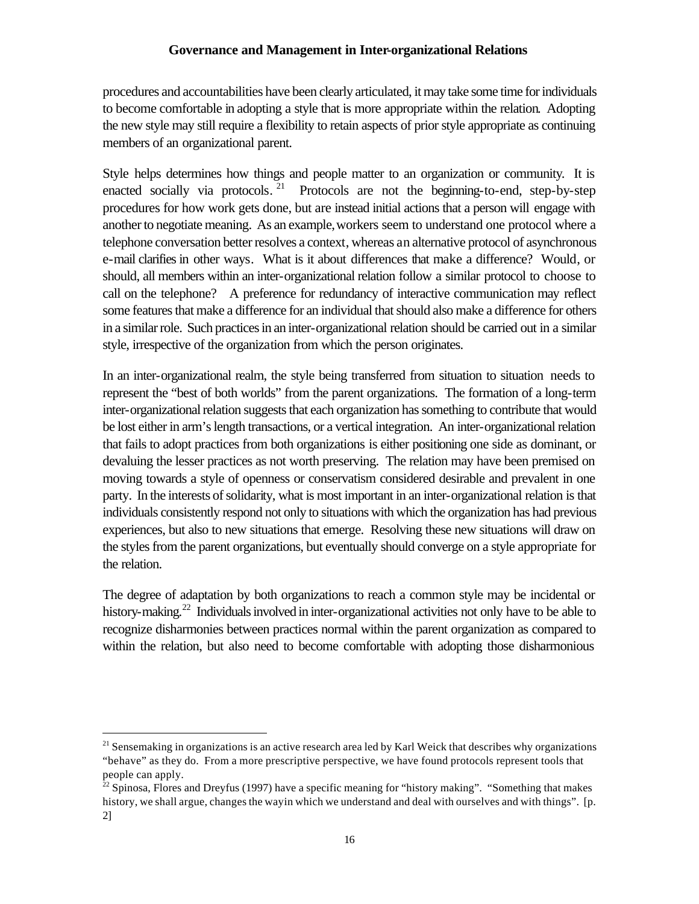procedures and accountabilities have been clearly articulated, it may take some time for individuals to become comfortable in adopting a style that is more appropriate within the relation. Adopting the new style may still require a flexibility to retain aspects of prior style appropriate as continuing members of an organizational parent.

Style helps determines how things and people matter to an organization or community. It is enacted socially via protocols.[21] Protocols are not the beginning-to-end, step-by-step procedures for how work gets done, but are instead initial actions that a person will engage with another to negotiate meaning. As an example, workers seem to understand one protocol where a telephone conversation better resolves a context, whereas an alternative protocol of asynchronous e-mail clarifies in other ways. What is it about differences that make a difference? Would, or should, all members within an inter-organizational relation follow a similar protocol to choose to call on the telephone? A preference for redundancy of interactive communication may reflect some features that make a difference for an individual that should also make a difference for others in a similar role. Such practices in an inter-organizational relation should be carried out in a similar style, irrespective of the organization from which the person originates.

In an inter-organizational realm, the style being transferred from situation to situation needs to represent the "best of both worlds" from the parent organizations. The formation of a long-term inter-organizational relation suggests that each organization has something to contribute that would be lost either in arm's length transactions, or a vertical integration. An inter-organizational relation that fails to adopt practices from both organizations is either positioning one side as dominant, or devaluing the lesser practices as not worth preserving. The relation may have been premised on moving towards a style of openness or conservatism considered desirable and prevalent in one party. In the interests of solidarity, what is most important in an inter-organizational relation is that individuals consistently respond not only to situations with which the organization has had previous experiences, but also to new situations that emerge. Resolving these new situations will draw on the styles from the parent organizations, but eventually should converge on a style appropriate for the relation.

The degree of adaptation by both organizations to reach a common style may be incidental or history-making.[22] Individuals involved in inter-organizational activities not only have to be able to recognize disharmonies between practices normal within the parent organization as compared to within the relation, but also need to become comfortable with adopting those disharmonious

---

[21] Sensemaking in organizations is an active research area led by Karl Weick that describes why organizations "behave" as they do. From a more prescriptive perspective, we have found protocols represent tools that people can apply.

[22] Spinosa, Flores and Dreyfus (1997) have a specific meaning for "history making". "Something that makes history, we shall argue, changes the wayin which we understand and deal with ourselves and with things". [p. 2]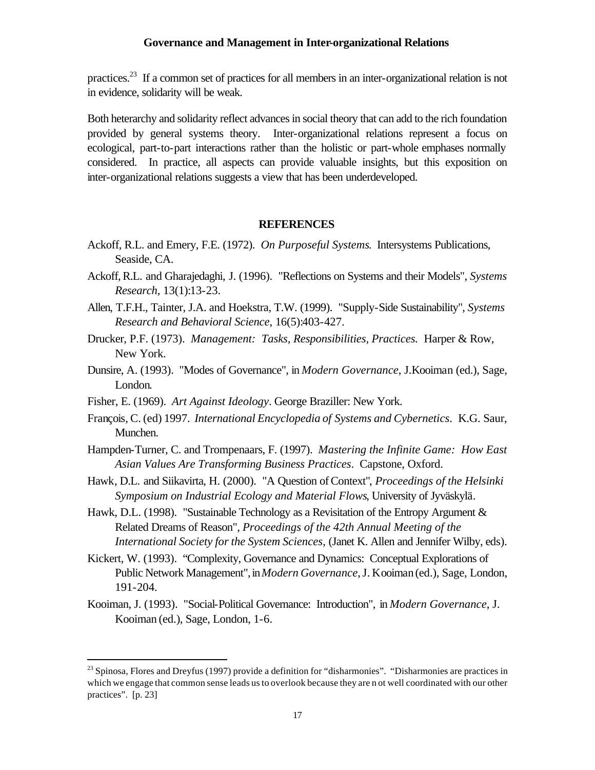practices.[23] If a common set of practices for all members in an inter-organizational relation is not in evidence, solidarity will be weak.

Both heterarchy and solidarity reflect advances in social theory that can add to the rich foundation provided by general systems theory. Inter-organizational relations represent a focus on ecological, part-to-part interactions rather than the holistic or part-whole emphases normally considered. In practice, all aspects can provide valuable insights, but this exposition on inter-organizational relations suggests a view that has been underdeveloped.

## REFERENCES

Ackoff, R.L. and Emery, F.E. (1972). *On Purposeful Systems*. Intersystems Publications, Seaside, CA.

Ackoff, R.L. and Gharajedaghi, J. (1996). "Reflections on Systems and their Models", *Systems Research*, 13(1):13-23.

Allen, T.F.H., Tainter, J.A. and Hoekstra, T.W. (1999). "Supply-Side Sustainability", *Systems Research and Behavioral Science*, 16(5):403-427.

Drucker, P.F. (1973). *Management: Tasks, Responsibilities, Practices*. Harper & Row, New York.

Dunsire, A. (1993). "Modes of Governance", in *Modern Governance*, J.Kooiman (ed.), Sage, London.

Fisher, E. (1969). *Art Against Ideology*. George Braziller: New York.

François, C. (ed) 1997. *International Encyclopedia of Systems and Cybernetics*. K.G. Saur, Munchen.

Hampden-Turner, C. and Trompenaars, F. (1997). *Mastering the Infinite Game: How East Asian Values Are Transforming Business Practices*. Capstone, Oxford.

Hawk, D.L. and Siikavirta, H. (2000). "A Question of Context", *Proceedings of the Helsinki Symposium on Industrial Ecology and Material Flows*, University of Jyväskylä.

Hawk, D.L. (1998). "Sustainable Technology as a Revisitation of the Entropy Argument & Related Dreams of Reason", *Proceedings of the 42th Annual Meeting of the International Society for the System Sciences*, (Janet K. Allen and Jennifer Wilby, eds).

Kickert, W. (1993). "Complexity, Governance and Dynamics: Conceptual Explorations of Public Network Management", in *Modern Governance*, J. Kooiman (ed.), Sage, London, 191-204.

Kooiman, J. (1993). "Social-Political Governance: Introduction", in *Modern Governance*, J. Kooiman (ed.), Sage, London, 1-6.

[23] Spinosa, Flores and Dreyfus (1997) provide a definition for "disharmonies". "Disharmonies are practices in which we engage that common sense leads us to overlook because they are n ot well coordinated with our other practices". [p. 23]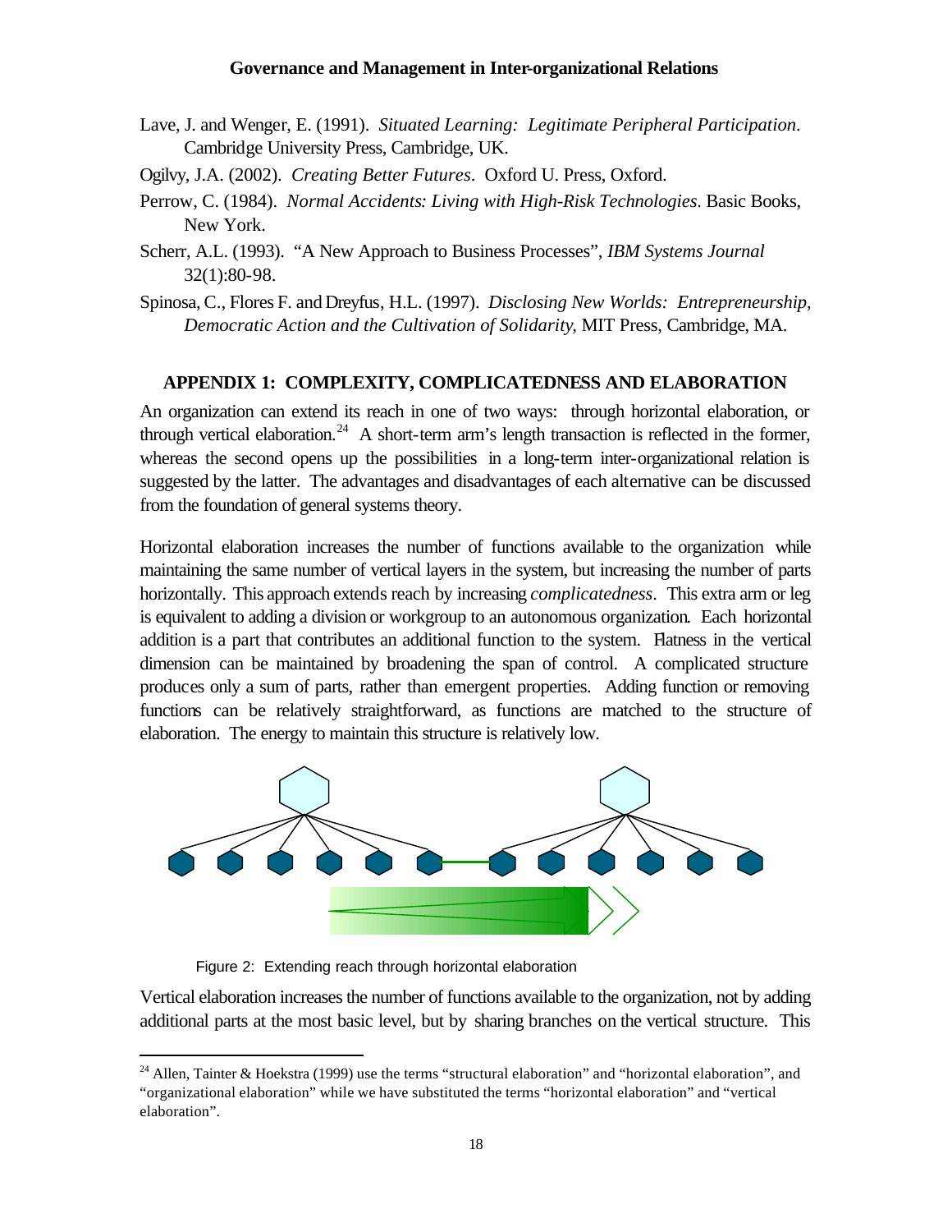Lave, J. and Wenger, E. (1991). *Situated Learning: Legitimate Peripheral Participation*. Cambridge University Press, Cambridge, UK.

Ogilvy, J.A. (2002). *Creating Better Futures*. Oxford U. Press, Oxford.

Perrow, C. (1984). *Normal Accidents: Living with High-Risk Technologies*. Basic Books, New York.

Scherr, A.L. (1993). "A New Approach to Business Processes", *IBM Systems Journal* 32(1):80-98.

Spinosa, C., Flores F. and Dreyfus, H.L. (1997). *Disclosing New Worlds: Entrepreneurship, Democratic Action and the Cultivation of Solidarity*, MIT Press, Cambridge, MA.

## APPENDIX 1: COMPLEXITY, COMPLICATEDNESS AND ELABORATION

An organization can extend its reach in one of two ways: through horizontal elaboration, or through vertical elaboration.[24] A short-term arm's length transaction is reflected in the former, whereas the second opens up the possibilities in a long-term inter-organizational relation is suggested by the latter. The advantages and disadvantages of each alternative can be discussed from the foundation of general systems theory.

Horizontal elaboration increases the number of functions available to the organization while maintaining the same number of vertical layers in the system, but increasing the number of parts horizontally. This approach extends reach by increasing *complicatedness*. This extra arm or leg is equivalent to adding a division or workgroup to an autonomous organization. Each horizontal addition is a part that contributes an additional function to the system. Flatness in the vertical dimension can be maintained by broadening the span of control. A complicated structure produces only a sum of parts, rather than emergent properties. Adding function or removing functions can be relatively straightforward, as functions are matched to the structure of elaboration. The energy to maintain this structure is relatively low.

Figure 2: Extending reach through horizontal elaboration

Vertical elaboration increases the number of functions available to the organization, not by adding additional parts at the most basic level, but by sharing branches on the vertical structure. This

[24] Allen, Tainter & Hoekstra (1999) use the terms "structural elaboration" and "horizontal elaboration", and "organizational elaboration" while we have substituted the terms "horizontal elaboration" and "vertical elaboration".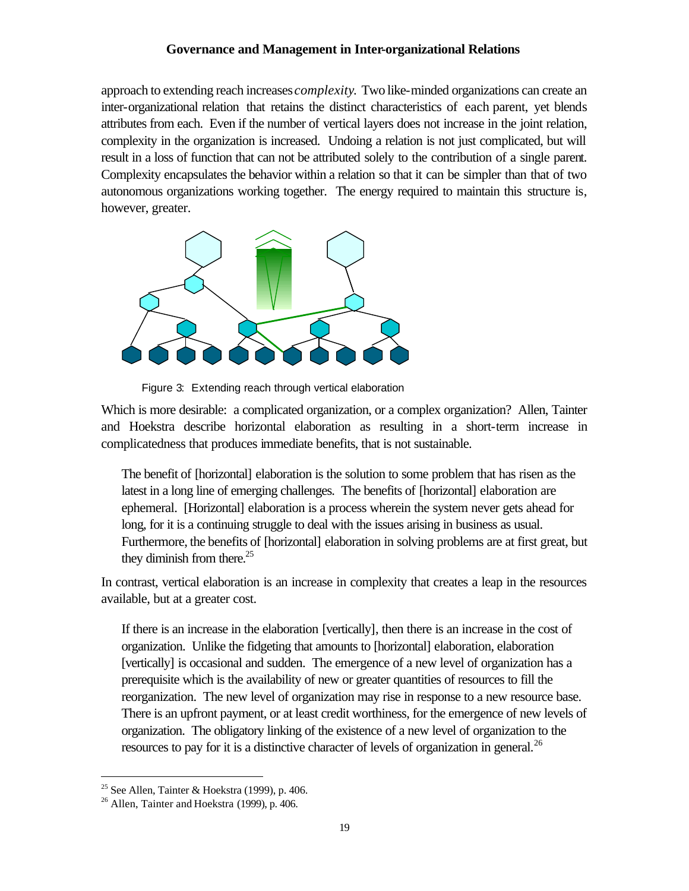approach to extending reach increases *complexity.* Two like-minded organizations can create an inter-organizational relation that retains the distinct characteristics of each parent, yet blends attributes from each. Even if the number of vertical layers does not increase in the joint relation, complexity in the organization is increased. Undoing a relation is not just complicated, but will result in a loss of function that can not be attributed solely to the contribution of a single parent. Complexity encapsulates the behavior within a relation so that it can be simpler than that of two autonomous organizations working together. The energy required to maintain this structure is, however, greater.

Figure 3: Extending reach through vertical elaboration

Which is more desirable: a complicated organization, or a complex organization? Allen, Tainter and Hoekstra describe horizontal elaboration as resulting in a short-term increase in complicatedness that produces immediate benefits, that is not sustainable.

> The benefit of [horizontal] elaboration is the solution to some problem that has risen as the latest in a long line of emerging challenges. The benefits of [horizontal] elaboration are ephemeral. [Horizontal] elaboration is a process wherein the system never gets ahead for long, for it is a continuing struggle to deal with the issues arising in business as usual. Furthermore, the benefits of [horizontal] elaboration in solving problems are at first great, but they diminish from there.[25]

In contrast, vertical elaboration is an increase in complexity that creates a leap in the resources available, but at a greater cost.

> If there is an increase in the elaboration [vertically], then there is an increase in the cost of organization. Unlike the fidgeting that amounts to [horizontal] elaboration, elaboration [vertically] is occasional and sudden. The emergence of a new level of organization has a prerequisite which is the availability of new or greater quantities of resources to fill the reorganization. The new level of organization may rise in response to a new resource base. There is an upfront payment, or at least credit worthiness, for the emergence of new levels of organization. The obligatory linking of the existence of a new level of organization to the resources to pay for it is a distinctive character of levels of organization in general.[26]

---

[25] See Allen, Tainter & Hoekstra (1999), p. 406.

[26] Allen, Tainter and Hoekstra (1999), p. 406.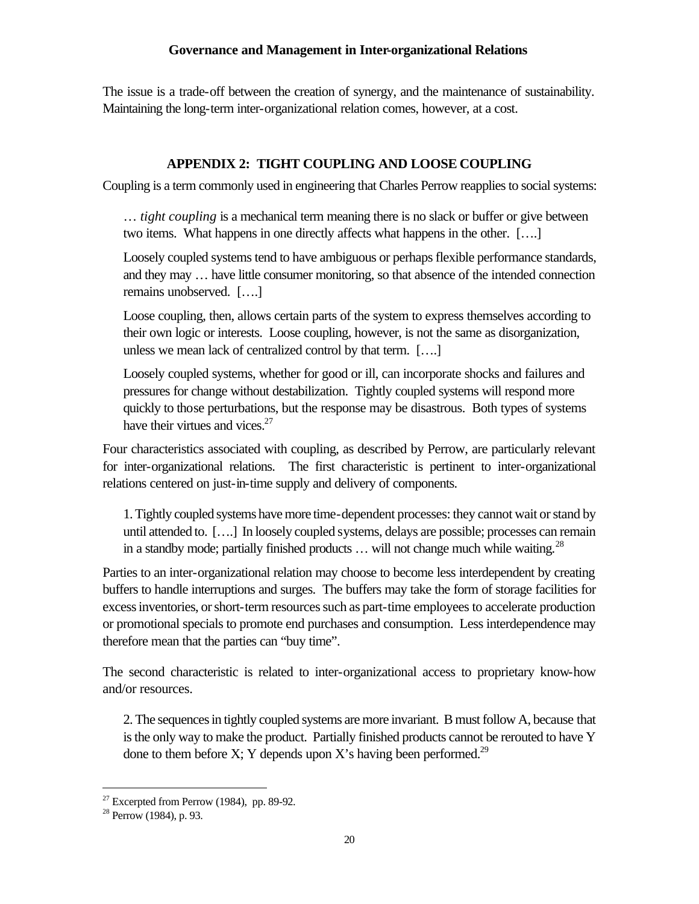The issue is a trade-off between the creation of synergy, and the maintenance of sustainability. Maintaining the long-term inter-organizational relation comes, however, at a cost.

## APPENDIX 2: TIGHT COUPLING AND LOOSE COUPLING

Coupling is a term commonly used in engineering that Charles Perrow reapplies to social systems:

> … *tight coupling* is a mechanical term meaning there is no slack or buffer or give between two items. What happens in one directly affects what happens in the other. [….]
>
> Loosely coupled systems tend to have ambiguous or perhaps flexible performance standards, and they may … have little consumer monitoring, so that absence of the intended connection remains unobserved. [….]
>
> Loose coupling, then, allows certain parts of the system to express themselves according to their own logic or interests. Loose coupling, however, is not the same as disorganization, unless we mean lack of centralized control by that term. [….]
>
> Loosely coupled systems, whether for good or ill, can incorporate shocks and failures and pressures for change without destabilization. Tightly coupled systems will respond more quickly to those perturbations, but the response may be disastrous. Both types of systems have their virtues and vices.[27]

Four characteristics associated with coupling, as described by Perrow, are particularly relevant for inter-organizational relations. The first characteristic is pertinent to inter-organizational relations centered on just-in-time supply and delivery of components.

> 1. Tightly coupled systems have more time-dependent processes: they cannot wait or stand by until attended to. [….] In loosely coupled systems, delays are possible; processes can remain in a standby mode; partially finished products … will not change much while waiting.[28]

Parties to an inter-organizational relation may choose to become less interdependent by creating buffers to handle interruptions and surges. The buffers may take the form of storage facilities for excess inventories, or short-term resources such as part-time employees to accelerate production or promotional specials to promote end purchases and consumption. Less interdependence may therefore mean that the parties can "buy time".

The second characteristic is related to inter-organizational access to proprietary know-how and/or resources.

> 2. The sequences in tightly coupled systems are more invariant. B must follow A, because that is the only way to make the product. Partially finished products cannot be rerouted to have Y done to them before X; Y depends upon X's having been performed.[29]

---

[27] Excerpted from Perrow (1984), pp. 89-92.

[28] Perrow (1984), p. 93.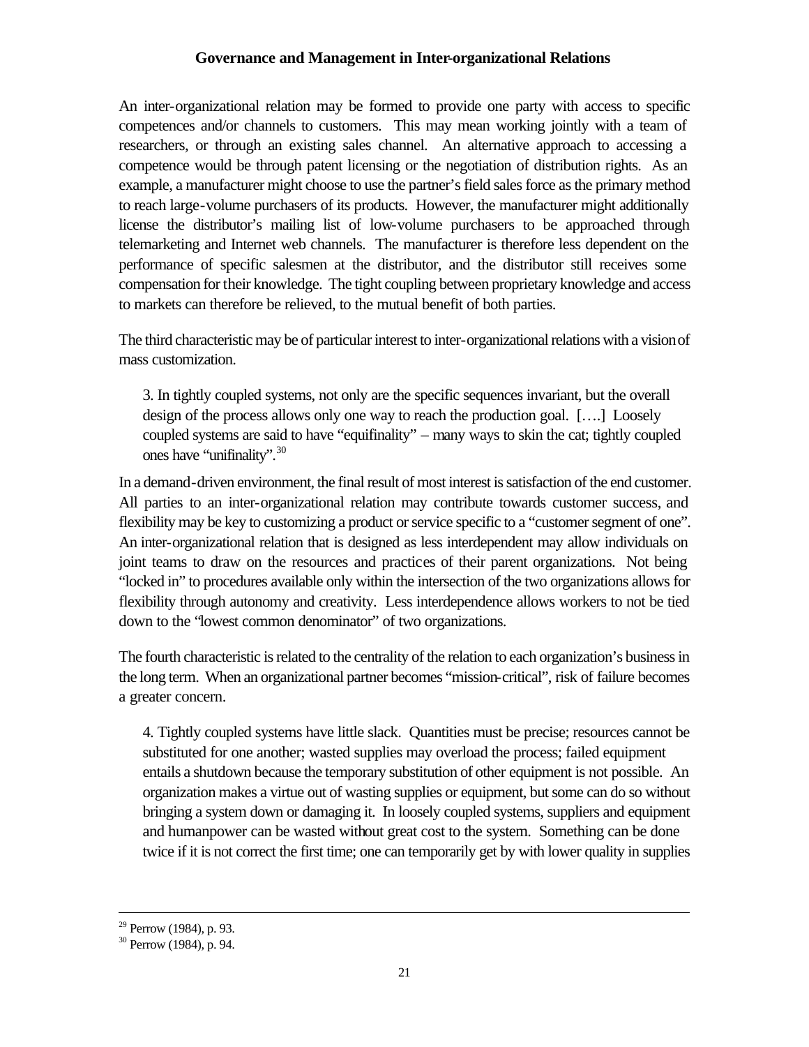An inter-organizational relation may be formed to provide one party with access to specific competences and/or channels to customers. This may mean working jointly with a team of researchers, or through an existing sales channel. An alternative approach to accessing a competence would be through patent licensing or the negotiation of distribution rights. As an example, a manufacturer might choose to use the partner's field sales force as the primary method to reach large-volume purchasers of its products. However, the manufacturer might additionally license the distributor's mailing list of low-volume purchasers to be approached through telemarketing and Internet web channels. The manufacturer is therefore less dependent on the performance of specific salesmen at the distributor, and the distributor still receives some compensation for their knowledge. The tight coupling between proprietary knowledge and access to markets can therefore be relieved, to the mutual benefit of both parties.

The third characteristic may be of particular interest to inter-organizational relations with a vision of mass customization.

> 3. In tightly coupled systems, not only are the specific sequences invariant, but the overall design of the process allows only one way to reach the production goal. [….] Loosely coupled systems are said to have "equifinality" – many ways to skin the cat; tightly coupled ones have "unifinality".[30]

In a demand-driven environment, the final result of most interest is satisfaction of the end customer. All parties to an inter-organizational relation may contribute towards customer success, and flexibility may be key to customizing a product or service specific to a "customer segment of one". An inter-organizational relation that is designed as less interdependent may allow individuals on joint teams to draw on the resources and practices of their parent organizations. Not being "locked in" to procedures available only within the intersection of the two organizations allows for flexibility through autonomy and creativity. Less interdependence allows workers to not be tied down to the "lowest common denominator" of two organizations.

The fourth characteristic is related to the centrality of the relation to each organization's business in the long term. When an organizational partner becomes "mission-critical", risk of failure becomes a greater concern.

> 4. Tightly coupled systems have little slack. Quantities must be precise; resources cannot be substituted for one another; wasted supplies may overload the process; failed equipment entails a shutdown because the temporary substitution of other equipment is not possible. An organization makes a virtue out of wasting supplies or equipment, but some can do so without bringing a system down or damaging it. In loosely coupled systems, suppliers and equipment and humanpower can be wasted without great cost to the system. Something can be done twice if it is not correct the first time; one can temporarily get by with lower quality in supplies

---

[29] Perrow (1984), p. 93.

[30] Perrow (1984), p. 94.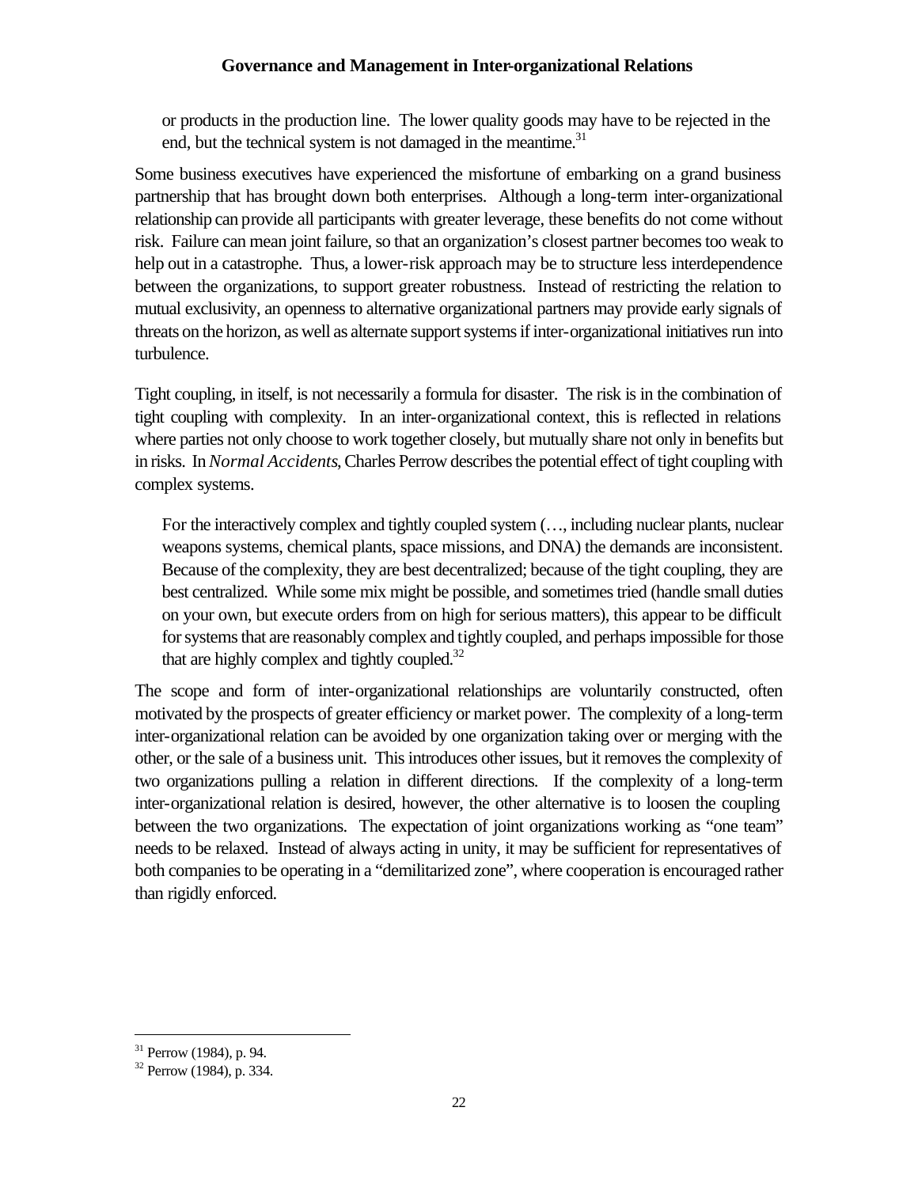> or products in the production line. The lower quality goods may have to be rejected in the end, but the technical system is not damaged in the meantime.[31]

Some business executives have experienced the misfortune of embarking on a grand business partnership that has brought down both enterprises. Although a long-term inter-organizational relationship can provide all participants with greater leverage, these benefits do not come without risk. Failure can mean joint failure, so that an organization's closest partner becomes too weak to help out in a catastrophe. Thus, a lower-risk approach may be to structure less interdependence between the organizations, to support greater robustness. Instead of restricting the relation to mutual exclusivity, an openness to alternative organizational partners may provide early signals of threats on the horizon, as well as alternate support systems if inter-organizational initiatives run into turbulence.

Tight coupling, in itself, is not necessarily a formula for disaster. The risk is in the combination of tight coupling with complexity. In an inter-organizational context, this is reflected in relations where parties not only choose to work together closely, but mutually share not only in benefits but in risks. In *Normal Accidents*, Charles Perrow describes the potential effect of tight coupling with complex systems.

> For the interactively complex and tightly coupled system (…, including nuclear plants, nuclear weapons systems, chemical plants, space missions, and DNA) the demands are inconsistent. Because of the complexity, they are best decentralized; because of the tight coupling, they are best centralized. While some mix might be possible, and sometimes tried (handle small duties on your own, but execute orders from on high for serious matters), this appear to be difficult for systems that are reasonably complex and tightly coupled, and perhaps impossible for those that are highly complex and tightly coupled.[32]

The scope and form of inter-organizational relationships are voluntarily constructed, often motivated by the prospects of greater efficiency or market power. The complexity of a long-term inter-organizational relation can be avoided by one organization taking over or merging with the other, or the sale of a business unit. This introduces other issues, but it removes the complexity of two organizations pulling a relation in different directions. If the complexity of a long-term inter-organizational relation is desired, however, the other alternative is to loosen the coupling between the two organizations. The expectation of joint organizations working as "one team" needs to be relaxed. Instead of always acting in unity, it may be sufficient for representatives of both companies to be operating in a "demilitarized zone", where cooperation is encouraged rather than rigidly enforced.

---

[31] Perrow (1984), p. 94.

[32] Perrow (1984), p. 334.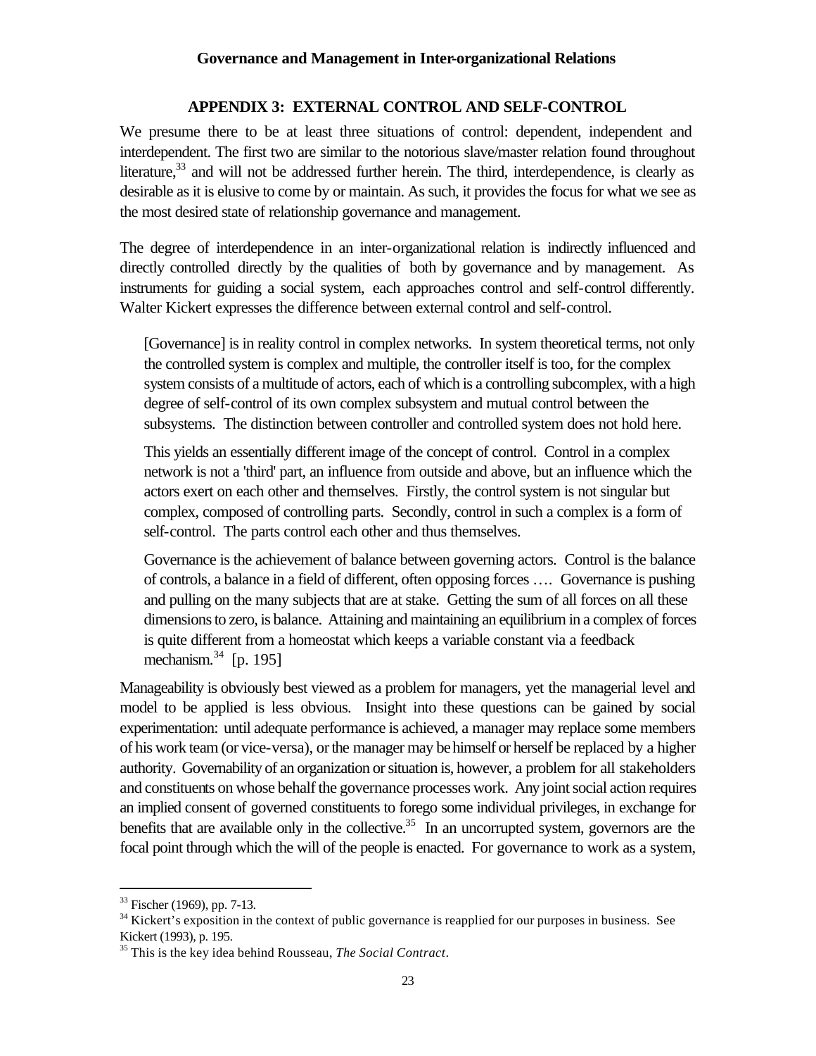## APPENDIX 3: EXTERNAL CONTROL AND SELF-CONTROL

We presume there to be at least three situations of control: dependent, independent and interdependent. The first two are similar to the notorious slave/master relation found throughout literature,[33] and will not be addressed further herein. The third, interdependence, is clearly as desirable as it is elusive to come by or maintain. As such, it provides the focus for what we see as the most desired state of relationship governance and management.

The degree of interdependence in an inter-organizational relation is indirectly influenced and directly controlled directly by the qualities of both by governance and by management. As instruments for guiding a social system, each approaches control and self-control differently. Walter Kickert expresses the difference between external control and self-control.

> [Governance] is in reality control in complex networks. In system theoretical terms, not only the controlled system is complex and multiple, the controller itself is too, for the complex system consists of a multitude of actors, each of which is a controlling subcomplex, with a high degree of self-control of its own complex subsystem and mutual control between the subsystems. The distinction between controller and controlled system does not hold here.
>
> This yields an essentially different image of the concept of control. Control in a complex network is not a 'third' part, an influence from outside and above, but an influence which the actors exert on each other and themselves. Firstly, the control system is not singular but complex, composed of controlling parts. Secondly, control in such a complex is a form of self-control. The parts control each other and thus themselves.
>
> Governance is the achievement of balance between governing actors. Control is the balance of controls, a balance in a field of different, often opposing forces …. Governance is pushing and pulling on the many subjects that are at stake. Getting the sum of all forces on all these dimensions to zero, is balance. Attaining and maintaining an equilibrium in a complex of forces is quite different from a homeostat which keeps a variable constant via a feedback mechanism.[34] [p. 195]

Manageability is obviously best viewed as a problem for managers, yet the managerial level and model to be applied is less obvious. Insight into these questions can be gained by social experimentation: until adequate performance is achieved, a manager may replace some members of his work team (or vice-versa), or the manager may be himself or herself be replaced by a higher authority. Governability of an organization or situation is, however, a problem for all stakeholders and constituents on whose behalf the governance processes work. Any joint social action requires an implied consent of governed constituents to forego some individual privileges, in exchange for benefits that are available only in the collective.[35] In an uncorrupted system, governors are the focal point through which the will of the people is enacted. For governance to work as a system,

---

[33] Fischer (1969), pp. 7-13.

[34] Kickert's exposition in the context of public governance is reapplied for our purposes in business. See Kickert (1993), p. 195.

[35] This is the key idea behind Rousseau, *The Social Contract*.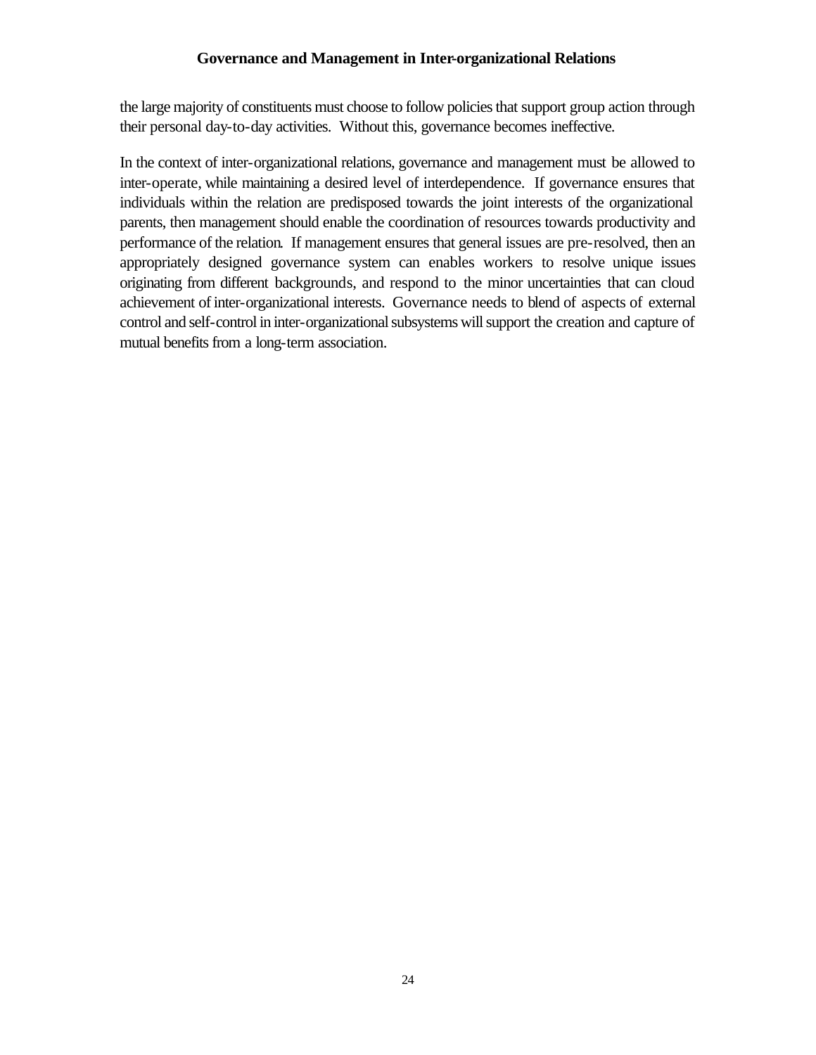the large majority of constituents must choose to follow policies that support group action through their personal day-to-day activities. Without this, governance becomes ineffective.

In the context of inter-organizational relations, governance and management must be allowed to inter-operate, while maintaining a desired level of interdependence. If governance ensures that individuals within the relation are predisposed towards the joint interests of the organizational parents, then management should enable the coordination of resources towards productivity and performance of the relation. If management ensures that general issues are pre-resolved, then an appropriately designed governance system can enables workers to resolve unique issues originating from different backgrounds, and respond to the minor uncertainties that can cloud achievement of inter-organizational interests. Governance needs to blend of aspects of external control and self-control in inter-organizational subsystems will support the creation and capture of mutual benefits from a long-term association.